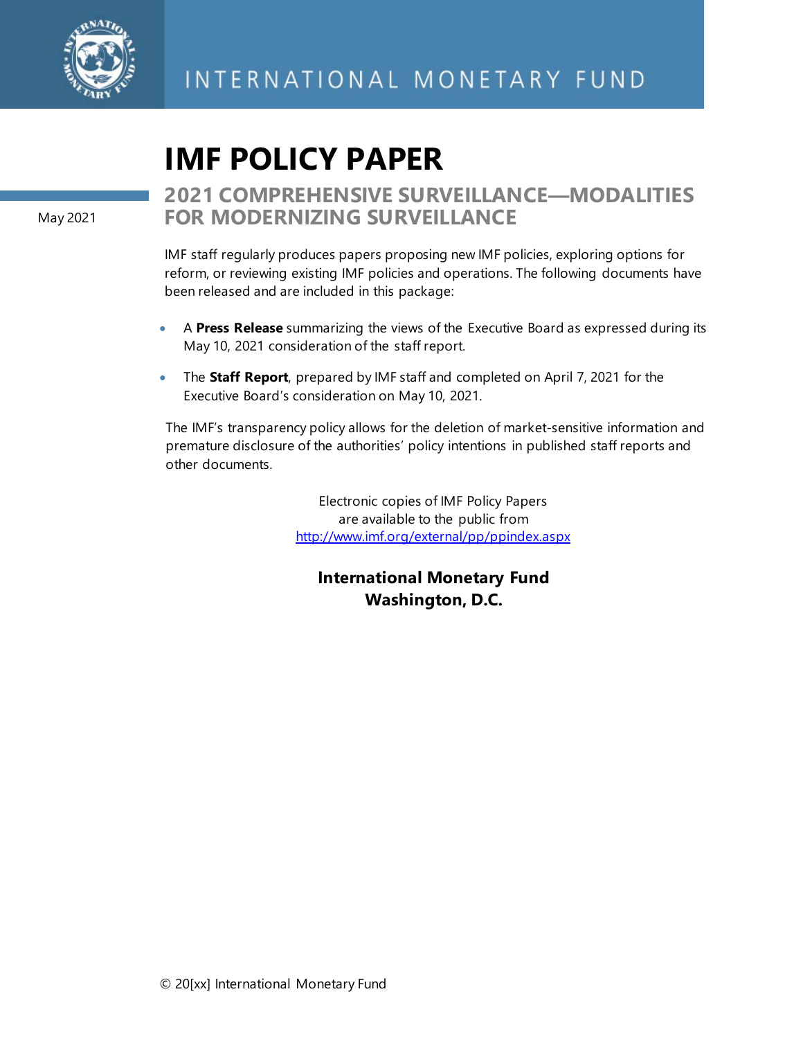INTERNATIONAL MONETARY FUND

# IMF POLICY PAPER

May 2021

## 2021 COMPREHENSIVE SURVEILLANCE—MODALITIES FOR MODERNIZING SURVEILLANCE

IMF staff regularly produces papers proposing new IMF policies, exploring options for reform, or reviewing existing IMF policies and operations. The following documents have been released and are included in this package:

- A **Press Release** summarizing the views of the Executive Board as expressed during its May 10, 2021 consideration of the staff report.
- The **Staff Report**, prepared by IMF staff and completed on April 7, 2021 for the Executive Board's consideration on May 10, 2021.

The IMF's transparency policy allows for the deletion of market-sensitive information and premature disclosure of the authorities' policy intentions in published staff reports and other documents.

Electronic copies of IMF Policy Papers are available to the public from http://www.imf.org/external/pp/ppindex.aspx

**International Monetary Fund**
**Washington, D.C.**

© 20[xx] International Monetary Fund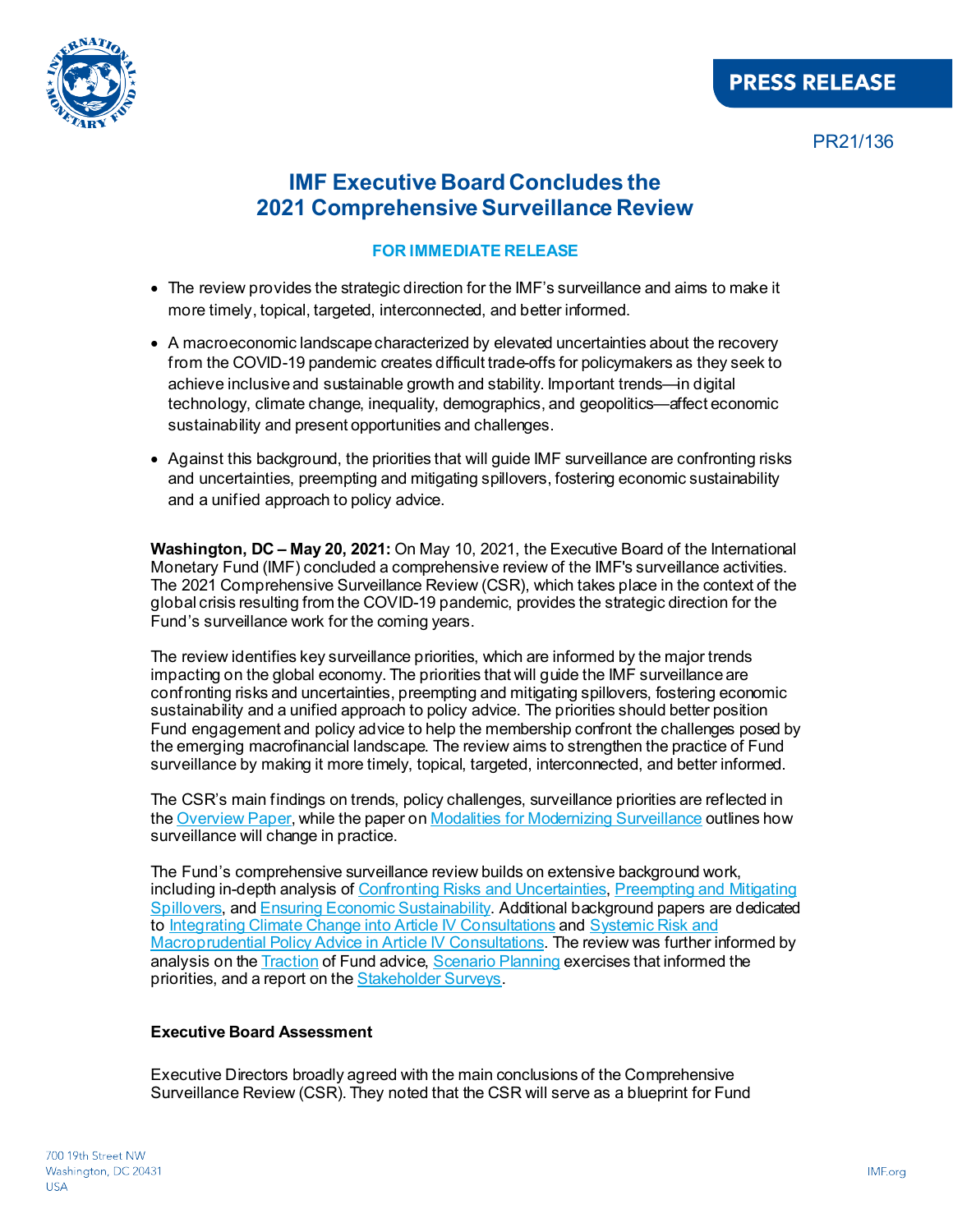PRESS RELEASE

PR21/136

# IMF Executive Board Concludes the 2021 Comprehensive Surveillance Review

**FOR IMMEDIATE RELEASE**

- The review provides the strategic direction for the IMF's surveillance and aims to make it more timely, topical, targeted, interconnected, and better informed.
- A macroeconomic landscape characterized by elevated uncertainties about the recovery from the COVID-19 pandemic creates difficult trade-offs for policymakers as they seek to achieve inclusive and sustainable growth and stability. Important trends—in digital technology, climate change, inequality, demographics, and geopolitics—affect economic sustainability and present opportunities and challenges.
- Against this background, the priorities that will guide IMF surveillance are confronting risks and uncertainties, preempting and mitigating spillovers, fostering economic sustainability and a unified approach to policy advice.

**Washington, DC – May 20, 2021:** On May 10, 2021, the Executive Board of the International Monetary Fund (IMF) concluded a comprehensive review of the IMF's surveillance activities. The 2021 Comprehensive Surveillance Review (CSR), which takes place in the context of the global crisis resulting from the COVID-19 pandemic, provides the strategic direction for the Fund's surveillance work for the coming years.

The review identifies key surveillance priorities, which are informed by the major trends impacting on the global economy. The priorities that will guide the IMF surveillance are confronting risks and uncertainties, preempting and mitigating spillovers, fostering economic sustainability and a unified approach to policy advice. The priorities should better position Fund engagement and policy advice to help the membership confront the challenges posed by the emerging macrofinancial landscape. The review aims to strengthen the practice of Fund surveillance by making it more timely, topical, targeted, interconnected, and better informed.

The CSR's main findings on trends, policy challenges, surveillance priorities are reflected in the Overview Paper, while the paper on Modalities for Modernizing Surveillance outlines how surveillance will change in practice.

The Fund's comprehensive surveillance review builds on extensive background work, including in-depth analysis of Confronting Risks and Uncertainties, Preempting and Mitigating Spillovers, and Ensuring Economic Sustainability. Additional background papers are dedicated to Integrating Climate Change into Article IV Consultations and Systemic Risk and Macroprudential Policy Advice in Article IV Consultations. The review was further informed by analysis on the Traction of Fund advice, Scenario Planning exercises that informed the priorities, and a report on the Stakeholder Surveys.

**Executive Board Assessment**

Executive Directors broadly agreed with the main conclusions of the Comprehensive Surveillance Review (CSR). They noted that the CSR will serve as a blueprint for Fund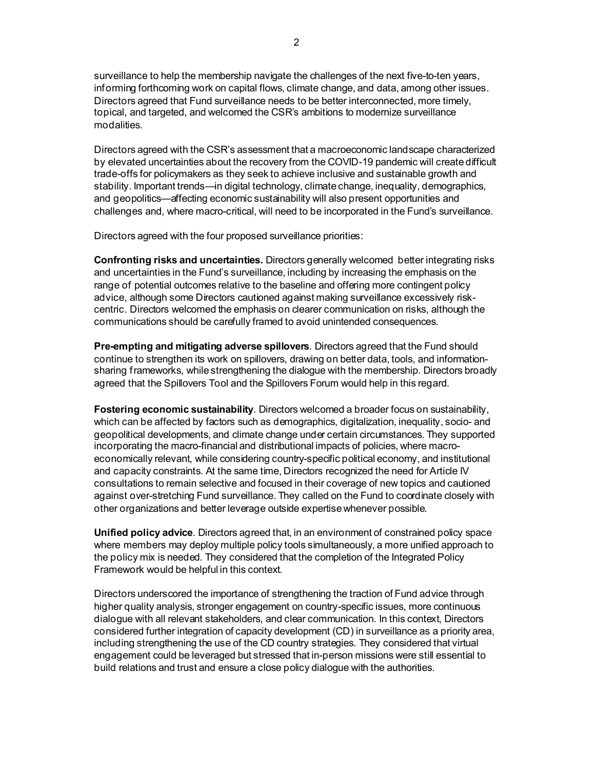surveillance to help the membership navigate the challenges of the next five-to-ten years, informing forthcoming work on capital flows, climate change, and data, among other issues. Directors agreed that Fund surveillance needs to be better interconnected, more timely, topical, and targeted, and welcomed the CSR's ambitions to modernize surveillance modalities.

Directors agreed with the CSR's assessment that a macroeconomic landscape characterized by elevated uncertainties about the recovery from the COVID-19 pandemic will create difficult trade-offs for policymakers as they seek to achieve inclusive and sustainable growth and stability. Important trends—in digital technology, climate change, inequality, demographics, and geopolitics—affecting economic sustainability will also present opportunities and challenges and, where macro-critical, will need to be incorporated in the Fund's surveillance.

Directors agreed with the four proposed surveillance priorities:

**Confronting risks and uncertainties.** Directors generally welcomed better integrating risks and uncertainties in the Fund's surveillance, including by increasing the emphasis on the range of potential outcomes relative to the baseline and offering more contingent policy advice, although some Directors cautioned against making surveillance excessively risk-centric. Directors welcomed the emphasis on clearer communication on risks, although the communications should be carefully framed to avoid unintended consequences.

**Pre-empting and mitigating adverse spillovers**. Directors agreed that the Fund should continue to strengthen its work on spillovers, drawing on better data, tools, and information-sharing frameworks, while strengthening the dialogue with the membership. Directors broadly agreed that the Spillovers Tool and the Spillovers Forum would help in this regard.

**Fostering economic sustainability**. Directors welcomed a broader focus on sustainability, which can be affected by factors such as demographics, digitalization, inequality, socio- and geopolitical developments, and climate change under certain circumstances. They supported incorporating the macro-financial and distributional impacts of policies, where macro-economically relevant, while considering country-specific political economy, and institutional and capacity constraints. At the same time, Directors recognized the need for Article IV consultations to remain selective and focused in their coverage of new topics and cautioned against over-stretching Fund surveillance. They called on the Fund to coordinate closely with other organizations and better leverage outside expertise whenever possible.

**Unified policy advice**. Directors agreed that, in an environment of constrained policy space where members may deploy multiple policy tools simultaneously, a more unified approach to the policy mix is needed. They considered that the completion of the Integrated Policy Framework would be helpful in this context.

Directors underscored the importance of strengthening the traction of Fund advice through higher quality analysis, stronger engagement on country-specific issues, more continuous dialogue with all relevant stakeholders, and clear communication. In this context, Directors considered further integration of capacity development (CD) in surveillance as a priority area, including strengthening the use of the CD country strategies. They considered that virtual engagement could be leveraged but stressed that in-person missions were still essential to build relations and trust and ensure a close policy dialogue with the authorities.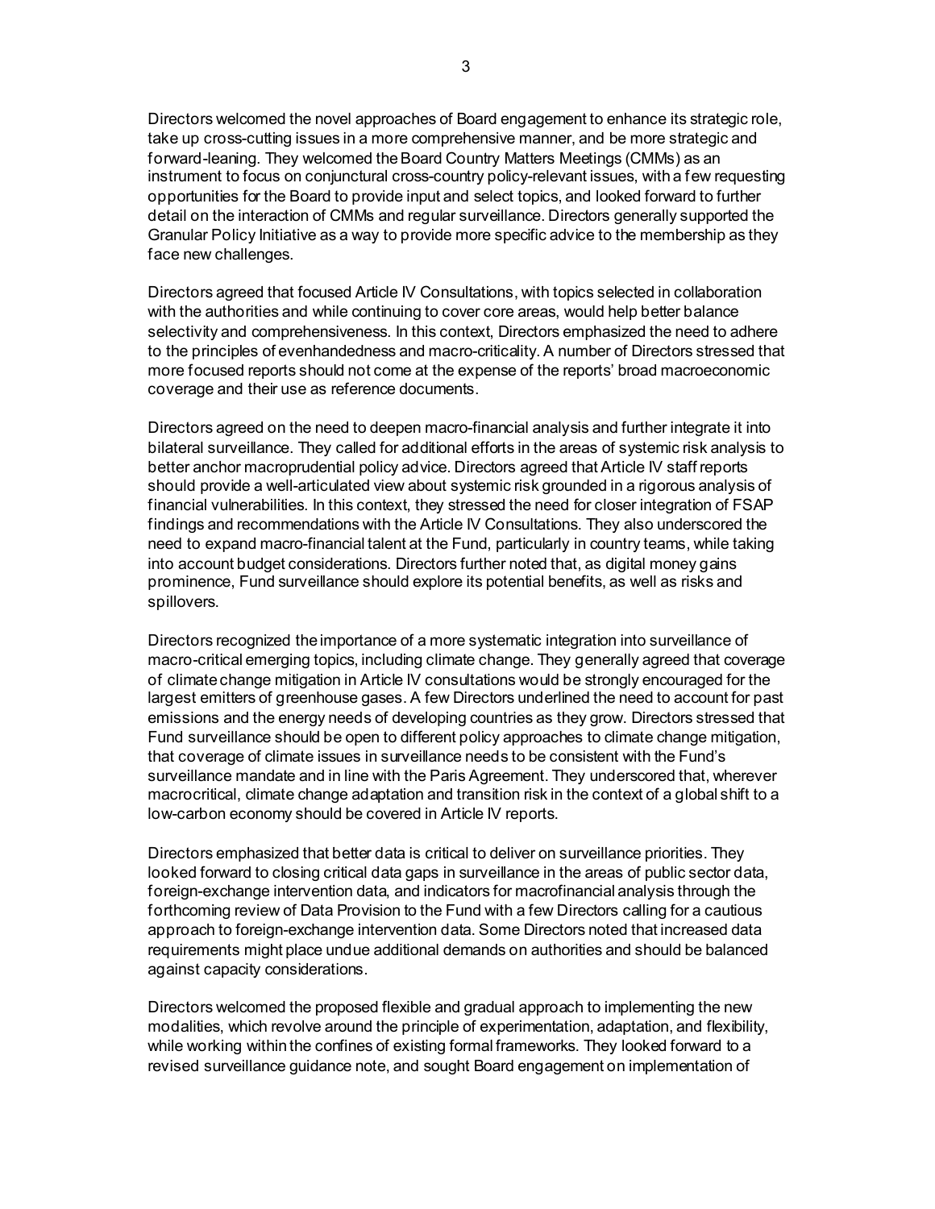Directors welcomed the novel approaches of Board engagement to enhance its strategic role, take up cross-cutting issues in a more comprehensive manner, and be more strategic and forward-leaning. They welcomed the Board Country Matters Meetings (CMMs) as an instrument to focus on conjunctural cross-country policy-relevant issues, with a few requesting opportunities for the Board to provide input and select topics, and looked forward to further detail on the interaction of CMMs and regular surveillance. Directors generally supported the Granular Policy Initiative as a way to provide more specific advice to the membership as they face new challenges.

Directors agreed that focused Article IV Consultations, with topics selected in collaboration with the authorities and while continuing to cover core areas, would help better balance selectivity and comprehensiveness. In this context, Directors emphasized the need to adhere to the principles of evenhandedness and macro-criticality. A number of Directors stressed that more focused reports should not come at the expense of the reports' broad macroeconomic coverage and their use as reference documents.

Directors agreed on the need to deepen macro-financial analysis and further integrate it into bilateral surveillance. They called for additional efforts in the areas of systemic risk analysis to better anchor macroprudential policy advice. Directors agreed that Article IV staff reports should provide a well-articulated view about systemic risk grounded in a rigorous analysis of financial vulnerabilities. In this context, they stressed the need for closer integration of FSAP findings and recommendations with the Article IV Consultations. They also underscored the need to expand macro-financial talent at the Fund, particularly in country teams, while taking into account budget considerations. Directors further noted that, as digital money gains prominence, Fund surveillance should explore its potential benefits, as well as risks and spillovers.

Directors recognized the importance of a more systematic integration into surveillance of macro-critical emerging topics, including climate change. They generally agreed that coverage of climate change mitigation in Article IV consultations would be strongly encouraged for the largest emitters of greenhouse gases. A few Directors underlined the need to account for past emissions and the energy needs of developing countries as they grow. Directors stressed that Fund surveillance should be open to different policy approaches to climate change mitigation, that coverage of climate issues in surveillance needs to be consistent with the Fund's surveillance mandate and in line with the Paris Agreement. They underscored that, wherever macrocritical, climate change adaptation and transition risk in the context of a global shift to a low-carbon economy should be covered in Article IV reports.

Directors emphasized that better data is critical to deliver on surveillance priorities. They looked forward to closing critical data gaps in surveillance in the areas of public sector data, foreign-exchange intervention data, and indicators for macrofinancial analysis through the forthcoming review of Data Provision to the Fund with a few Directors calling for a cautious approach to foreign-exchange intervention data. Some Directors noted that increased data requirements might place undue additional demands on authorities and should be balanced against capacity considerations.

Directors welcomed the proposed flexible and gradual approach to implementing the new modalities, which revolve around the principle of experimentation, adaptation, and flexibility, while working within the confines of existing formal frameworks. They looked forward to a revised surveillance guidance note, and sought Board engagement on implementation of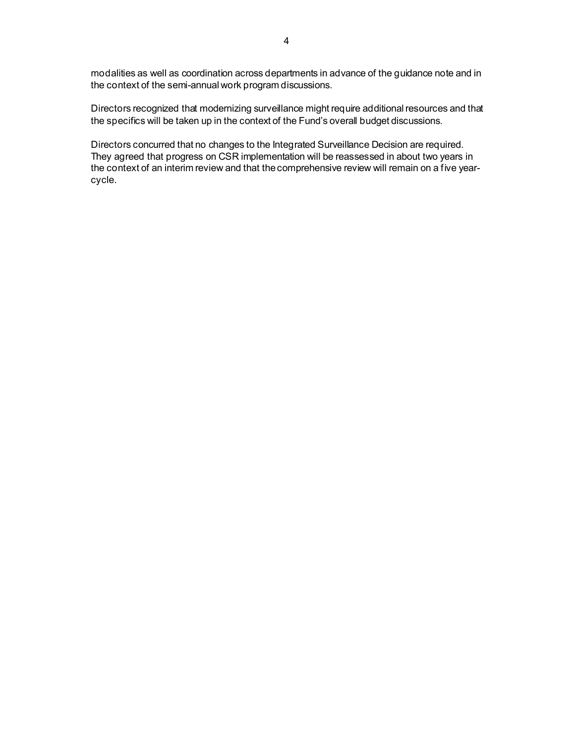modalities as well as coordination across departments in advance of the guidance note and in the context of the semi-annual work program discussions.

Directors recognized that modernizing surveillance might require additional resources and that the specifics will be taken up in the context of the Fund's overall budget discussions.

Directors concurred that no changes to the Integrated Surveillance Decision are required. They agreed that progress on CSR implementation will be reassessed in about two years in the context of an interim review and that the comprehensive review will remain on a five year-cycle.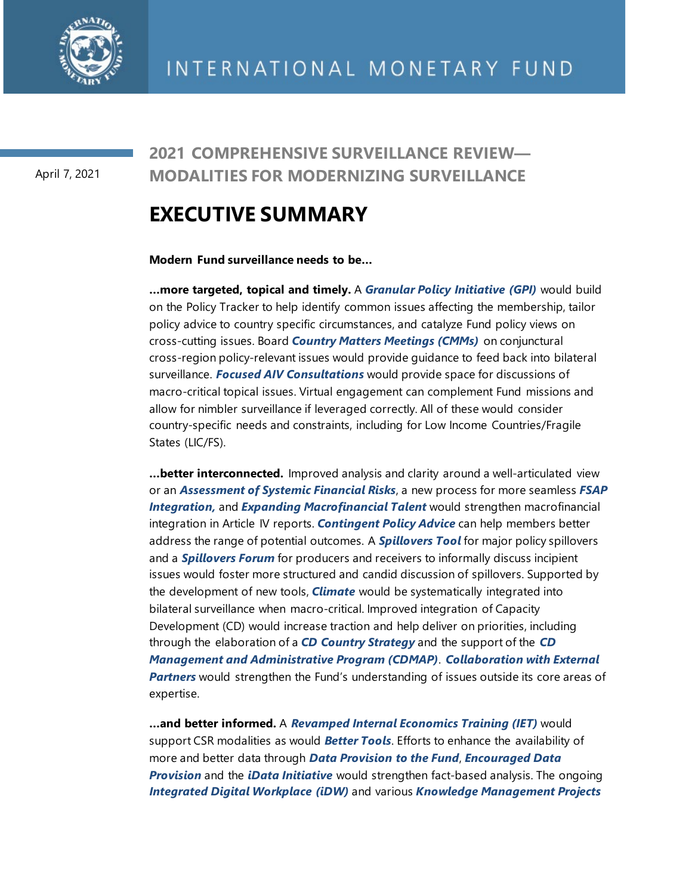April 7, 2021

## 2021 COMPREHENSIVE SURVEILLANCE REVIEW—MODALITIES FOR MODERNIZING SURVEILLANCE

# EXECUTIVE SUMMARY

**Modern Fund surveillance needs to be…**

**…more targeted, topical and timely.** A ***Granular Policy Initiative (GPI)*** would build on the Policy Tracker to help identify common issues affecting the membership, tailor policy advice to country specific circumstances, and catalyze Fund policy views on cross-cutting issues. Board ***Country Matters Meetings (CMMs)*** on conjunctural cross-region policy-relevant issues would provide guidance to feed back into bilateral surveillance. ***Focused AIV Consultations*** would provide space for discussions of macro-critical topical issues. Virtual engagement can complement Fund missions and allow for nimbler surveillance if leveraged correctly. All of these would consider country-specific needs and constraints, including for Low Income Countries/Fragile States (LIC/FS).

**…better interconnected.** Improved analysis and clarity around a well-articulated view or an ***Assessment of Systemic Financial Risks***, a new process for more seamless ***FSAP Integration,*** and ***Expanding Macrofinancial Talent*** would strengthen macrofinancial integration in Article IV reports. ***Contingent Policy Advice*** can help members better address the range of potential outcomes. A ***Spillovers Tool*** for major policy spillovers and a ***Spillovers Forum*** for producers and receivers to informally discuss incipient issues would foster more structured and candid discussion of spillovers. Supported by the development of new tools, ***Climate*** would be systematically integrated into bilateral surveillance when macro-critical. Improved integration of Capacity Development (CD) would increase traction and help deliver on priorities, including through the elaboration of a ***CD Country Strategy*** and the support of the ***CD Management and Administrative Program (CDMAP)***. ***Collaboration with External Partners*** would strengthen the Fund's understanding of issues outside its core areas of expertise.

**…and better informed.** A ***Revamped Internal Economics Training (IET)*** would support CSR modalities as would ***Better Tools***. Efforts to enhance the availability of more and better data through ***Data Provision to the Fund***, ***Encouraged Data Provision*** and the ***iData Initiative*** would strengthen fact-based analysis. The ongoing ***Integrated Digital Workplace (iDW)*** and various ***Knowledge Management Projects***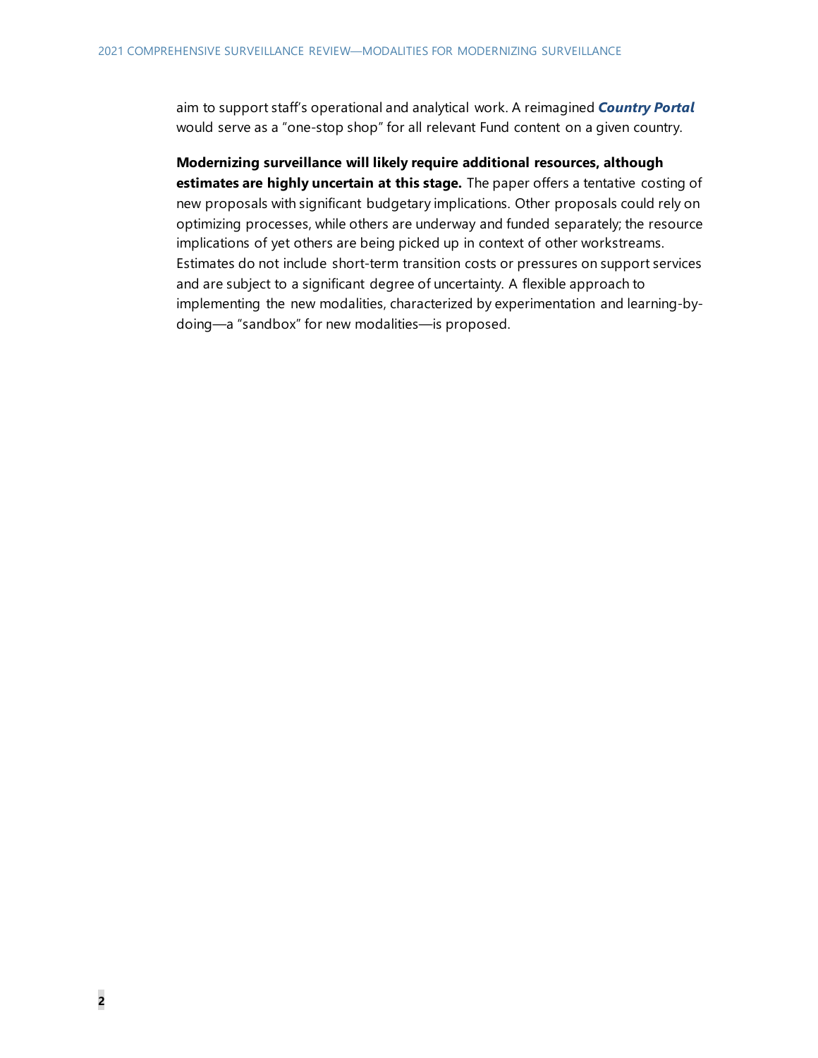aim to support staff's operational and analytical work. A reimagined ***Country Portal*** would serve as a "one-stop shop" for all relevant Fund content on a given country.

**Modernizing surveillance will likely require additional resources, although estimates are highly uncertain at this stage.** The paper offers a tentative costing of new proposals with significant budgetary implications. Other proposals could rely on optimizing processes, while others are underway and funded separately; the resource implications of yet others are being picked up in context of other workstreams. Estimates do not include short-term transition costs or pressures on support services and are subject to a significant degree of uncertainty. A flexible approach to implementing the new modalities, characterized by experimentation and learning-by-doing—a "sandbox" for new modalities—is proposed.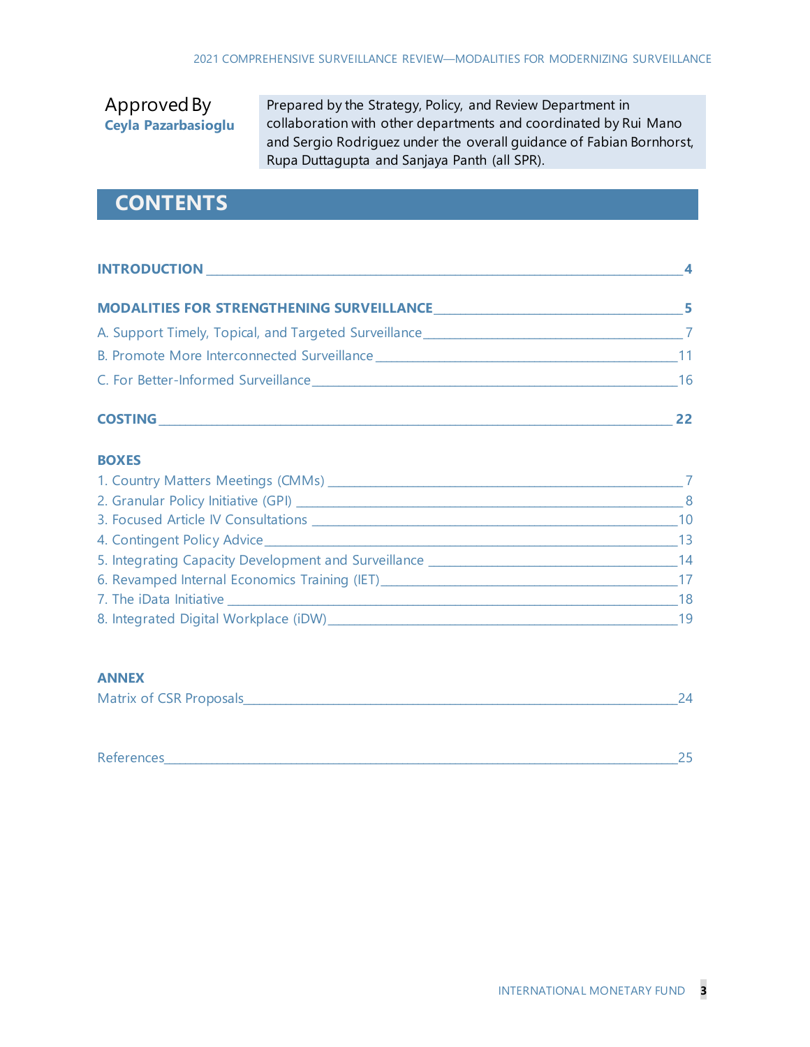Approved By
**Ceyla Pazarbasioglu**

Prepared by the Strategy, Policy, and Review Department in collaboration with other departments and coordinated by Rui Mano and Sergio Rodriguez under the overall guidance of Fabian Bornhorst, Rupa Duttagupta and Sanjaya Panth (all SPR).

## CONTENTS

**INTRODUCTION** __________ **4**

**MODALITIES FOR STRENGTHENING SURVEILLANCE** __________ **5**

A. Support Timely, Topical, and Targeted Surveillance __________ 7

B. Promote More Interconnected Surveillance __________ 11

C. For Better-Informed Surveillance __________ 16

**COSTING** __________ **22**

**BOXES**

1. Country Matters Meetings (CMMs) __________ 7
2. Granular Policy Initiative (GPI) __________ 8
3. Focused Article IV Consultations __________ 10
4. Contingent Policy Advice __________ 13
5. Integrating Capacity Development and Surveillance __________ 14
6. Revamped Internal Economics Training (IET) __________ 17
7. The iData Initiative __________ 18
8. Integrated Digital Workplace (iDW) __________ 19

**ANNEX**

Matrix of CSR Proposals __________ 24

References __________ 25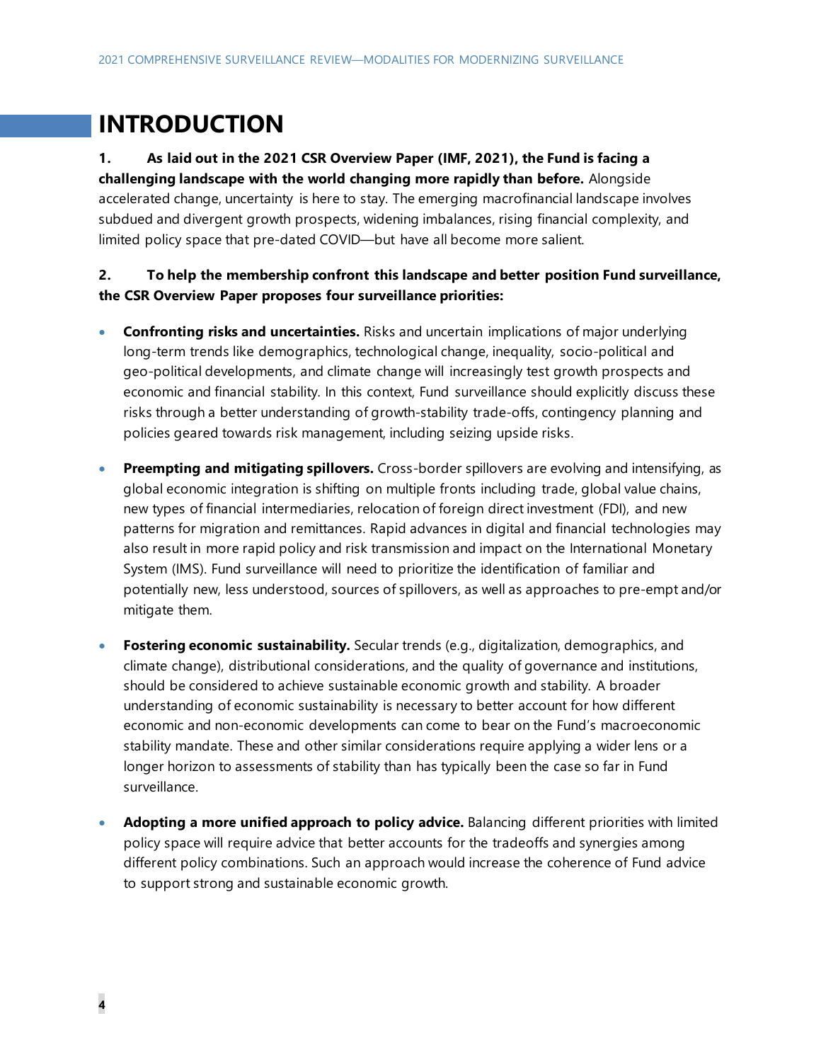# INTRODUCTION

**1. As laid out in the 2021 CSR Overview Paper (IMF, 2021), the Fund is facing a challenging landscape with the world changing more rapidly than before.** Alongside accelerated change, uncertainty is here to stay. The emerging macrofinancial landscape involves subdued and divergent growth prospects, widening imbalances, rising financial complexity, and limited policy space that pre-dated COVID—but have all become more salient.

**2. To help the membership confront this landscape and better position Fund surveillance, the CSR Overview Paper proposes four surveillance priorities:**

- **Confronting risks and uncertainties.** Risks and uncertain implications of major underlying long-term trends like demographics, technological change, inequality, socio-political and geo-political developments, and climate change will increasingly test growth prospects and economic and financial stability. In this context, Fund surveillance should explicitly discuss these risks through a better understanding of growth-stability trade-offs, contingency planning and policies geared towards risk management, including seizing upside risks.

- **Preempting and mitigating spillovers.** Cross-border spillovers are evolving and intensifying, as global economic integration is shifting on multiple fronts including trade, global value chains, new types of financial intermediaries, relocation of foreign direct investment (FDI), and new patterns for migration and remittances. Rapid advances in digital and financial technologies may also result in more rapid policy and risk transmission and impact on the International Monetary System (IMS). Fund surveillance will need to prioritize the identification of familiar and potentially new, less understood, sources of spillovers, as well as approaches to pre-empt and/or mitigate them.

- **Fostering economic sustainability.** Secular trends (e.g., digitalization, demographics, and climate change), distributional considerations, and the quality of governance and institutions, should be considered to achieve sustainable economic growth and stability. A broader understanding of economic sustainability is necessary to better account for how different economic and non-economic developments can come to bear on the Fund's macroeconomic stability mandate. These and other similar considerations require applying a wider lens or a longer horizon to assessments of stability than has typically been the case so far in Fund surveillance.

- **Adopting a more unified approach to policy advice.** Balancing different priorities with limited policy space will require advice that better accounts for the tradeoffs and synergies among different policy combinations. Such an approach would increase the coherence of Fund advice to support strong and sustainable economic growth.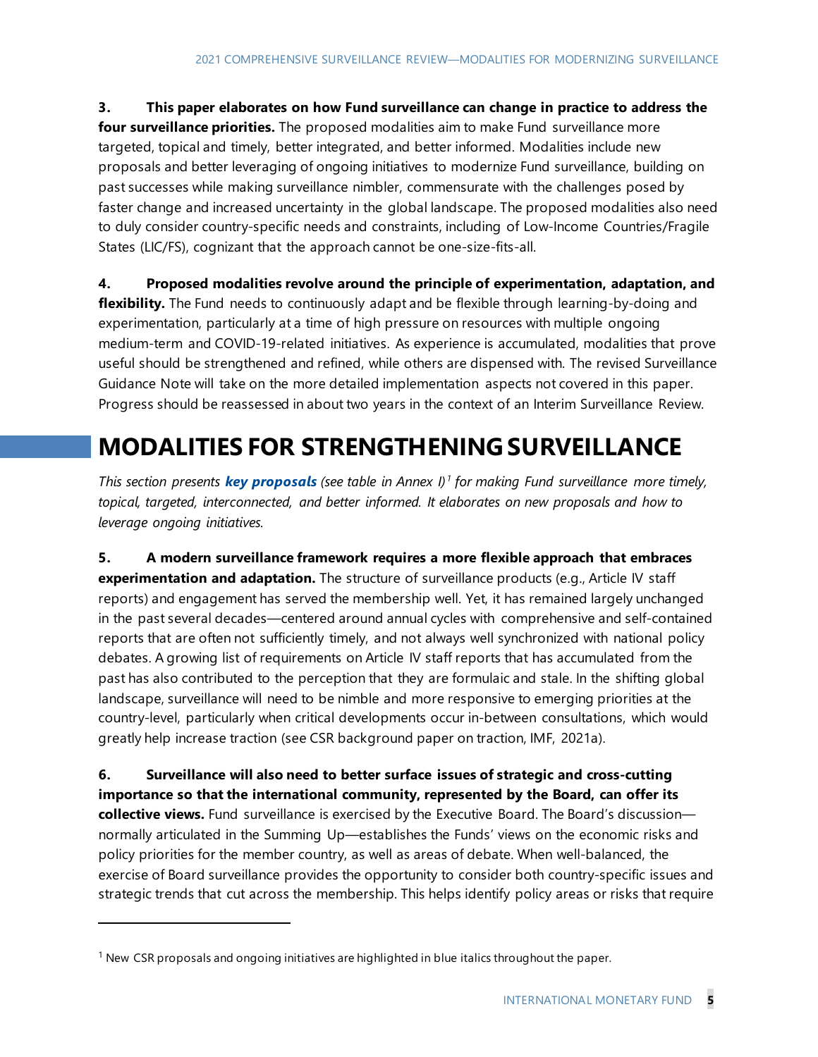**3. This paper elaborates on how Fund surveillance can change in practice to address the four surveillance priorities.** The proposed modalities aim to make Fund surveillance more targeted, topical and timely, better integrated, and better informed. Modalities include new proposals and better leveraging of ongoing initiatives to modernize Fund surveillance, building on past successes while making surveillance nimbler, commensurate with the challenges posed by faster change and increased uncertainty in the global landscape. The proposed modalities also need to duly consider country-specific needs and constraints, including of Low-Income Countries/Fragile States (LIC/FS), cognizant that the approach cannot be one-size-fits-all.

**4. Proposed modalities revolve around the principle of experimentation, adaptation, and flexibility.** The Fund needs to continuously adapt and be flexible through learning-by-doing and experimentation, particularly at a time of high pressure on resources with multiple ongoing medium-term and COVID-19-related initiatives. As experience is accumulated, modalities that prove useful should be strengthened and refined, while others are dispensed with. The revised Surveillance Guidance Note will take on the more detailed implementation aspects not covered in this paper. Progress should be reassessed in about two years in the context of an Interim Surveillance Review.

# MODALITIES FOR STRENGTHENING SURVEILLANCE

*This section presents* ***key proposals*** *(see table in Annex I)*[1] *for making Fund surveillance more timely, topical, targeted, interconnected, and better informed. It elaborates on new proposals and how to leverage ongoing initiatives.*

**5. A modern surveillance framework requires a more flexible approach that embraces experimentation and adaptation.** The structure of surveillance products (e.g., Article IV staff reports) and engagement has served the membership well. Yet, it has remained largely unchanged in the past several decades—centered around annual cycles with comprehensive and self-contained reports that are often not sufficiently timely, and not always well synchronized with national policy debates. A growing list of requirements on Article IV staff reports that has accumulated from the past has also contributed to the perception that they are formulaic and stale. In the shifting global landscape, surveillance will need to be nimble and more responsive to emerging priorities at the country-level, particularly when critical developments occur in-between consultations, which would greatly help increase traction (see CSR background paper on traction, IMF, 2021a).

**6. Surveillance will also need to better surface issues of strategic and cross-cutting importance so that the international community, represented by the Board, can offer its collective views.** Fund surveillance is exercised by the Executive Board. The Board's discussion—normally articulated in the Summing Up—establishes the Funds' views on the economic risks and policy priorities for the member country, as well as areas of debate. When well-balanced, the exercise of Board surveillance provides the opportunity to consider both country-specific issues and strategic trends that cut across the membership. This helps identify policy areas or risks that require

[1] New CSR proposals and ongoing initiatives are highlighted in blue italics throughout the paper.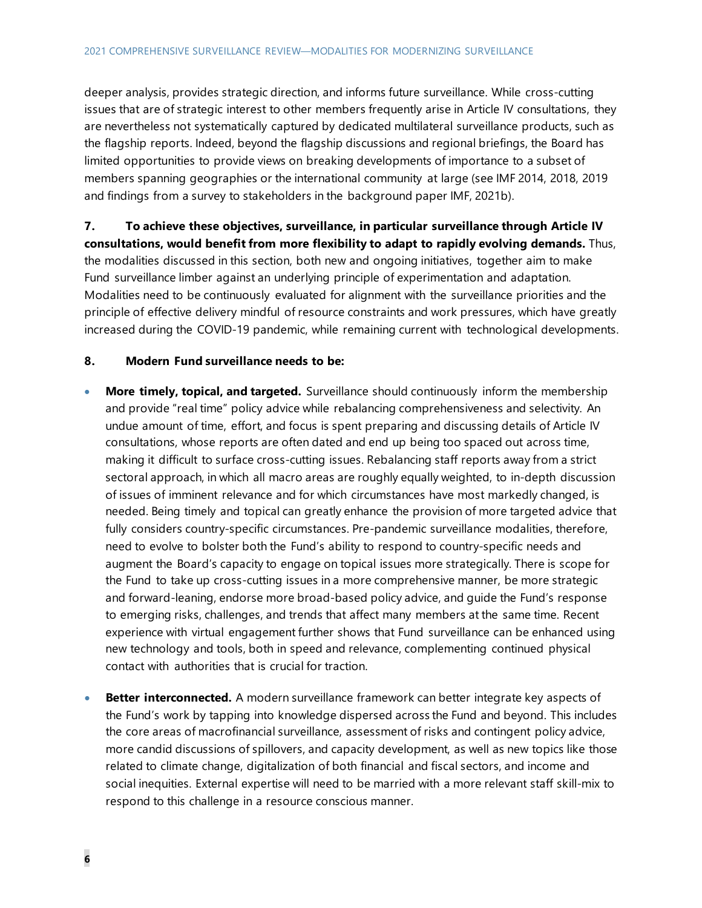deeper analysis, provides strategic direction, and informs future surveillance. While cross-cutting issues that are of strategic interest to other members frequently arise in Article IV consultations, they are nevertheless not systematically captured by dedicated multilateral surveillance products, such as the flagship reports. Indeed, beyond the flagship discussions and regional briefings, the Board has limited opportunities to provide views on breaking developments of importance to a subset of members spanning geographies or the international community at large (see IMF 2014, 2018, 2019 and findings from a survey to stakeholders in the background paper IMF, 2021b).

**7. To achieve these objectives, surveillance, in particular surveillance through Article IV consultations, would benefit from more flexibility to adapt to rapidly evolving demands.** Thus, the modalities discussed in this section, both new and ongoing initiatives, together aim to make Fund surveillance limber against an underlying principle of experimentation and adaptation. Modalities need to be continuously evaluated for alignment with the surveillance priorities and the principle of effective delivery mindful of resource constraints and work pressures, which have greatly increased during the COVID-19 pandemic, while remaining current with technological developments.

**8. Modern Fund surveillance needs to be:**

- **More timely, topical, and targeted.** Surveillance should continuously inform the membership and provide "real time" policy advice while rebalancing comprehensiveness and selectivity. An undue amount of time, effort, and focus is spent preparing and discussing details of Article IV consultations, whose reports are often dated and end up being too spaced out across time, making it difficult to surface cross-cutting issues. Rebalancing staff reports away from a strict sectoral approach, in which all macro areas are roughly equally weighted, to in-depth discussion of issues of imminent relevance and for which circumstances have most markedly changed, is needed. Being timely and topical can greatly enhance the provision of more targeted advice that fully considers country-specific circumstances. Pre-pandemic surveillance modalities, therefore, need to evolve to bolster both the Fund's ability to respond to country-specific needs and augment the Board's capacity to engage on topical issues more strategically. There is scope for the Fund to take up cross-cutting issues in a more comprehensive manner, be more strategic and forward-leaning, endorse more broad-based policy advice, and guide the Fund's response to emerging risks, challenges, and trends that affect many members at the same time. Recent experience with virtual engagement further shows that Fund surveillance can be enhanced using new technology and tools, both in speed and relevance, complementing continued physical contact with authorities that is crucial for traction.

- **Better interconnected.** A modern surveillance framework can better integrate key aspects of the Fund's work by tapping into knowledge dispersed across the Fund and beyond. This includes the core areas of macrofinancial surveillance, assessment of risks and contingent policy advice, more candid discussions of spillovers, and capacity development, as well as new topics like those related to climate change, digitalization of both financial and fiscal sectors, and income and social inequities. External expertise will need to be married with a more relevant staff skill-mix to respond to this challenge in a resource conscious manner.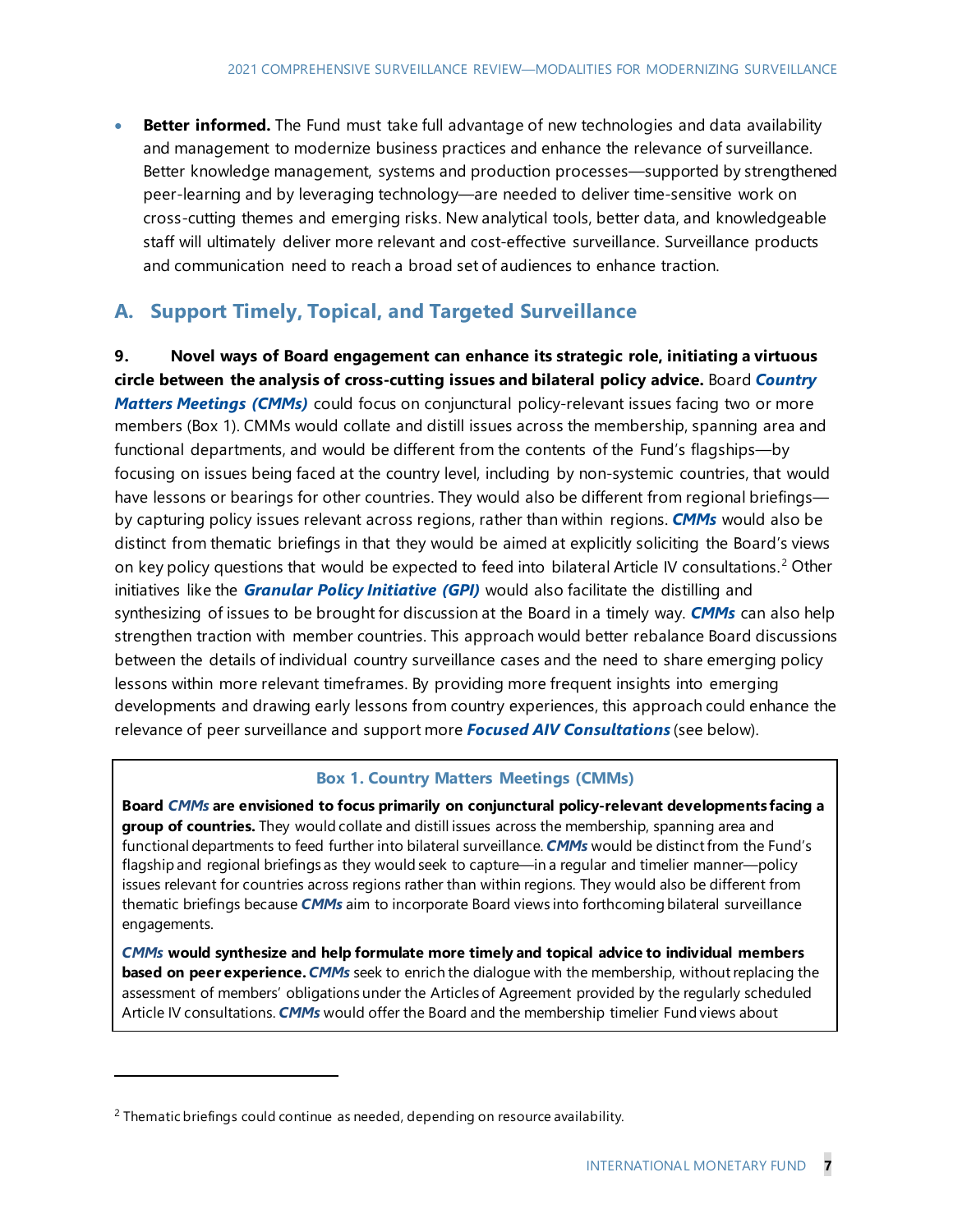- **Better informed.** The Fund must take full advantage of new technologies and data availability and management to modernize business practices and enhance the relevance of surveillance. Better knowledge management, systems and production processes—supported by strengthened peer-learning and by leveraging technology—are needed to deliver time-sensitive work on cross-cutting themes and emerging risks. New analytical tools, better data, and knowledgeable staff will ultimately deliver more relevant and cost-effective surveillance. Surveillance products and communication need to reach a broad set of audiences to enhance traction.

## A. Support Timely, Topical, and Targeted Surveillance

**9. Novel ways of Board engagement can enhance its strategic role, initiating a virtuous circle between the analysis of cross-cutting issues and bilateral policy advice.** Board ***Country Matters Meetings (CMMs)*** could focus on conjunctural policy-relevant issues facing two or more members (Box 1). CMMs would collate and distill issues across the membership, spanning area and functional departments, and would be different from the contents of the Fund's flagships—by focusing on issues being faced at the country level, including by non-systemic countries, that would have lessons or bearings for other countries. They would also be different from regional briefings—by capturing policy issues relevant across regions, rather than within regions. ***CMMs*** would also be distinct from thematic briefings in that they would be aimed at explicitly soliciting the Board's views on key policy questions that would be expected to feed into bilateral Article IV consultations.[2] Other initiatives like the ***Granular Policy Initiative (GPI)*** would also facilitate the distilling and synthesizing of issues to be brought for discussion at the Board in a timely way. ***CMMs*** can also help strengthen traction with member countries. This approach would better rebalance Board discussions between the details of individual country surveillance cases and the need to share emerging policy lessons within more relevant timeframes. By providing more frequent insights into emerging developments and drawing early lessons from country experiences, this approach could enhance the relevance of peer surveillance and support more ***Focused AIV Consultations*** (see below).

**Box 1. Country Matters Meetings (CMMs)**

**Board *CMMs* are envisioned to focus primarily on conjunctural policy-relevant developments facing a group of countries.** They would collate and distill issues across the membership, spanning area and functional departments to feed further into bilateral surveillance. ***CMMs*** would be distinct from the Fund's flagship and regional briefings as they would seek to capture—in a regular and timelier manner—policy issues relevant for countries across regions rather than within regions. They would also be different from thematic briefings because ***CMMs*** aim to incorporate Board views into forthcoming bilateral surveillance engagements.

***CMMs* would synthesize and help formulate more timely and topical advice to individual members based on peer experience.** ***CMMs*** seek to enrich the dialogue with the membership, without replacing the assessment of members' obligations under the Articles of Agreement provided by the regularly scheduled Article IV consultations. ***CMMs*** would offer the Board and the membership timelier Fund views about

[2] Thematic briefings could continue as needed, depending on resource availability.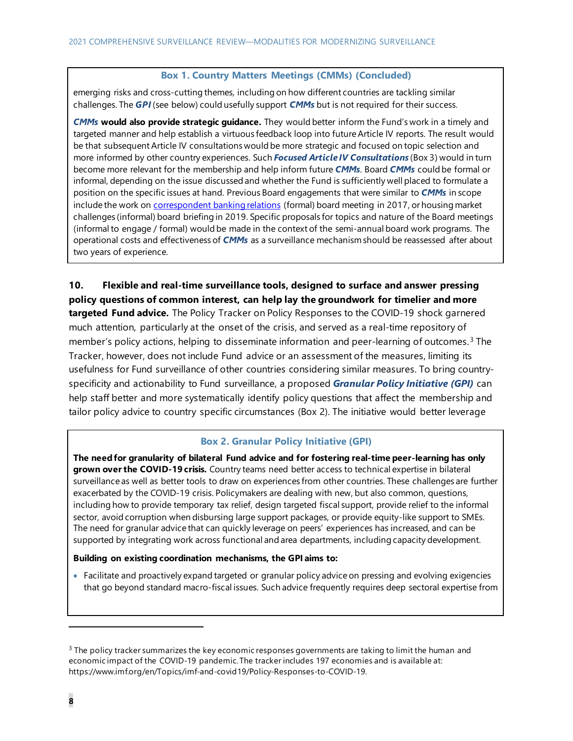### Box 1. Country Matters Meetings (CMMs) (Concluded)

emerging risks and cross-cutting themes, including on how different countries are tackling similar challenges. The ***GPI*** (see below) could usefully support ***CMMs*** but is not required for their success.

***CMMs*** **would also provide strategic guidance.** They would better inform the Fund's work in a timely and targeted manner and help establish a virtuous feedback loop into future Article IV reports. The result would be that subsequent Article IV consultations would be more strategic and focused on topic selection and more informed by other country experiences. Such ***Focused Article IV Consultations*** (Box 3) would in turn become more relevant for the membership and help inform future ***CMMs***. Board ***CMMs*** could be formal or informal, depending on the issue discussed and whether the Fund is sufficiently well placed to formulate a position on the specific issues at hand. Previous Board engagements that were similar to ***CMMs*** in scope include the work on correspondent banking relations (formal) board meeting in 2017, or housing market challenges (informal) board briefing in 2019. Specific proposals for topics and nature of the Board meetings (informal to engage / formal) would be made in the context of the semi-annual board work programs. The operational costs and effectiveness of ***CMMs*** as a surveillance mechanism should be reassessed after about two years of experience.

**10. Flexible and real-time surveillance tools, designed to surface and answer pressing policy questions of common interest, can help lay the groundwork for timelier and more targeted Fund advice.** The Policy Tracker on Policy Responses to the COVID-19 shock garnered much attention, particularly at the onset of the crisis, and served as a real-time repository of member's policy actions, helping to disseminate information and peer-learning of outcomes.[3] The Tracker, however, does not include Fund advice or an assessment of the measures, limiting its usefulness for Fund surveillance of other countries considering similar measures. To bring country-specificity and actionability to Fund surveillance, a proposed ***Granular Policy Initiative (GPI)*** can help staff better and more systematically identify policy questions that affect the membership and tailor policy advice to country specific circumstances (Box 2). The initiative would better leverage

### Box 2. Granular Policy Initiative (GPI)

**The need for granularity of bilateral Fund advice and for fostering real-time peer-learning has only grown over the COVID-19 crisis.** Country teams need better access to technical expertise in bilateral surveillance as well as better tools to draw on experiences from other countries. These challenges are further exacerbated by the COVID-19 crisis. Policymakers are dealing with new, but also common, questions, including how to provide temporary tax relief, design targeted fiscal support, provide relief to the informal sector, avoid corruption when disbursing large support packages, or provide equity-like support to SMEs. The need for granular advice that can quickly leverage on peers' experiences has increased, and can be supported by integrating work across functional and area departments, including capacity development.

**Building on existing coordination mechanisms, the GPI aims to:**

- Facilitate and proactively expand targeted or granular policy advice on pressing and evolving exigencies that go beyond standard macro-fiscal issues. Such advice frequently requires deep sectoral expertise from

[3] The policy tracker summarizes the key economic responses governments are taking to limit the human and economic impact of the COVID-19 pandemic. The tracker includes 197 economies and is available at: https://www.imf.org/en/Topics/imf-and-covid19/Policy-Responses-to-COVID-19.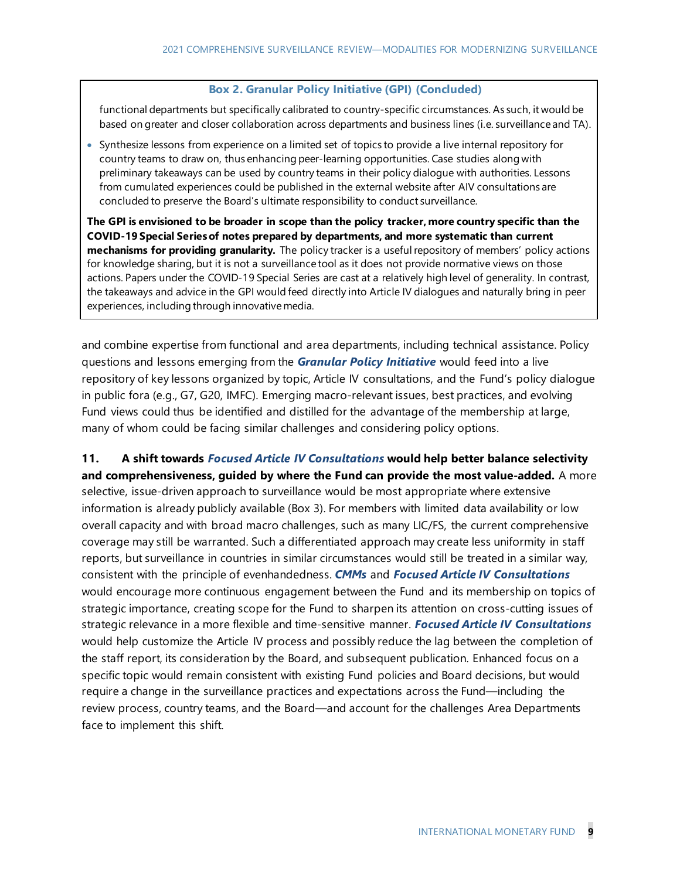**Box 2. Granular Policy Initiative (GPI) (Concluded)**

functional departments but specifically calibrated to country-specific circumstances. As such, it would be based on greater and closer collaboration across departments and business lines (i.e. surveillance and TA).

- Synthesize lessons from experience on a limited set of topics to provide a live internal repository for country teams to draw on, thus enhancing peer-learning opportunities. Case studies along with preliminary takeaways can be used by country teams in their policy dialogue with authorities. Lessons from cumulated experiences could be published in the external website after AIV consultations are concluded to preserve the Board's ultimate responsibility to conduct surveillance.

**The GPI is envisioned to be broader in scope than the policy tracker, more country specific than the COVID-19 Special Series of notes prepared by departments, and more systematic than current mechanisms for providing granularity.** The policy tracker is a useful repository of members' policy actions for knowledge sharing, but it is not a surveillance tool as it does not provide normative views on those actions. Papers under the COVID-19 Special Series are cast at a relatively high level of generality. In contrast, the takeaways and advice in the GPI would feed directly into Article IV dialogues and naturally bring in peer experiences, including through innovative media.

---

and combine expertise from functional and area departments, including technical assistance. Policy questions and lessons emerging from the ***Granular Policy Initiative*** would feed into a live repository of key lessons organized by topic, Article IV consultations, and the Fund's policy dialogue in public fora (e.g., G7, G20, IMFC). Emerging macro-relevant issues, best practices, and evolving Fund views could thus be identified and distilled for the advantage of the membership at large, many of whom could be facing similar challenges and considering policy options.

**11. A shift towards *Focused Article IV Consultations* would help better balance selectivity and comprehensiveness, guided by where the Fund can provide the most value-added.** A more selective, issue-driven approach to surveillance would be most appropriate where extensive information is already publicly available (Box 3). For members with limited data availability or low overall capacity and with broad macro challenges, such as many LIC/FS, the current comprehensive coverage may still be warranted. Such a differentiated approach may create less uniformity in staff reports, but surveillance in countries in similar circumstances would still be treated in a similar way, consistent with the principle of evenhandedness. ***CMMs*** and ***Focused Article IV Consultations*** would encourage more continuous engagement between the Fund and its membership on topics of strategic importance, creating scope for the Fund to sharpen its attention on cross-cutting issues of strategic relevance in a more flexible and time-sensitive manner. ***Focused Article IV Consultations*** would help customize the Article IV process and possibly reduce the lag between the completion of the staff report, its consideration by the Board, and subsequent publication. Enhanced focus on a specific topic would remain consistent with existing Fund policies and Board decisions, but would require a change in the surveillance practices and expectations across the Fund—including the review process, country teams, and the Board—and account for the challenges Area Departments face to implement this shift.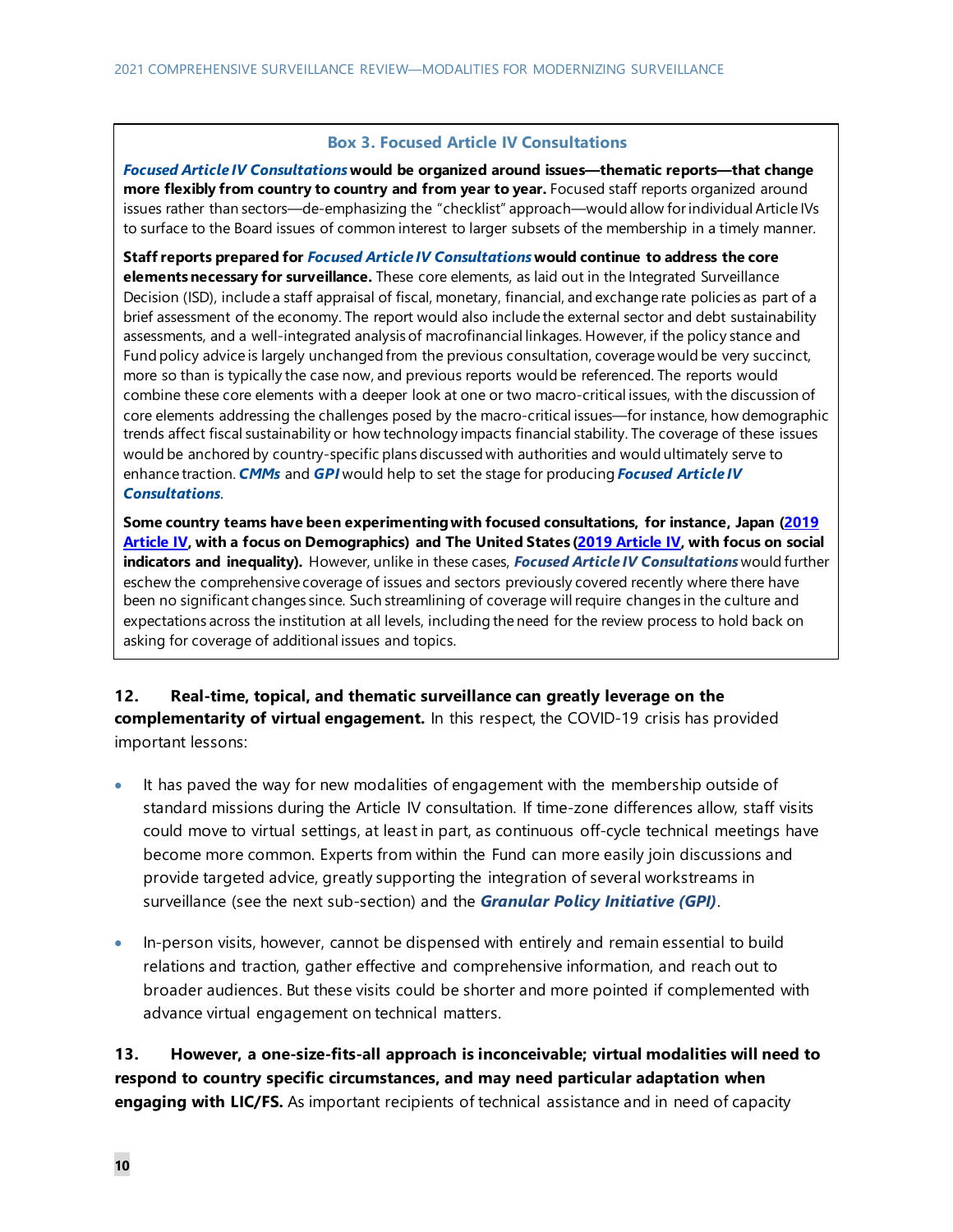### Box 3. Focused Article IV Consultations

***Focused Article IV Consultations*** **would be organized around issues—thematic reports—that change more flexibly from country to country and from year to year.** Focused staff reports organized around issues rather than sectors—de-emphasizing the "checklist" approach—would allow for individual Article IVs to surface to the Board issues of common interest to larger subsets of the membership in a timely manner.

**Staff reports prepared for** ***Focused Article IV Consultations*** **would continue to address the core elements necessary for surveillance.** These core elements, as laid out in the Integrated Surveillance Decision (ISD), include a staff appraisal of fiscal, monetary, financial, and exchange rate policies as part of a brief assessment of the economy. The report would also include the external sector and debt sustainability assessments, and a well-integrated analysis of macrofinancial linkages. However, if the policy stance and Fund policy advice is largely unchanged from the previous consultation, coverage would be very succinct, more so than is typically the case now, and previous reports would be referenced. The reports would combine these core elements with a deeper look at one or two macro-critical issues, with the discussion of core elements addressing the challenges posed by the macro-critical issues—for instance, how demographic trends affect fiscal sustainability or how technology impacts financial stability. The coverage of these issues would be anchored by country-specific plans discussed with authorities and would ultimately serve to enhance traction. ***CMMs*** and ***GPI*** would help to set the stage for producing ***Focused Article IV Consultations***.

**Some country teams have been experimenting with focused consultations, for instance, Japan (2019 Article IV, with a focus on Demographics) and The United States (2019 Article IV, with focus on social indicators and inequality).** However, unlike in these cases, ***Focused Article IV Consultations*** would further eschew the comprehensive coverage of issues and sectors previously covered recently where there have been no significant changes since. Such streamlining of coverage will require changes in the culture and expectations across the institution at all levels, including the need for the review process to hold back on asking for coverage of additional issues and topics.

**12. Real-time, topical, and thematic surveillance can greatly leverage on the complementarity of virtual engagement.** In this respect, the COVID-19 crisis has provided important lessons:

- It has paved the way for new modalities of engagement with the membership outside of standard missions during the Article IV consultation. If time-zone differences allow, staff visits could move to virtual settings, at least in part, as continuous off-cycle technical meetings have become more common. Experts from within the Fund can more easily join discussions and provide targeted advice, greatly supporting the integration of several workstreams in surveillance (see the next sub-section) and the ***Granular Policy Initiative (GPI)***.

- In-person visits, however, cannot be dispensed with entirely and remain essential to build relations and traction, gather effective and comprehensive information, and reach out to broader audiences. But these visits could be shorter and more pointed if complemented with advance virtual engagement on technical matters.

**13. However, a one-size-fits-all approach is inconceivable; virtual modalities will need to respond to country specific circumstances, and may need particular adaptation when engaging with LIC/FS.** As important recipients of technical assistance and in need of capacity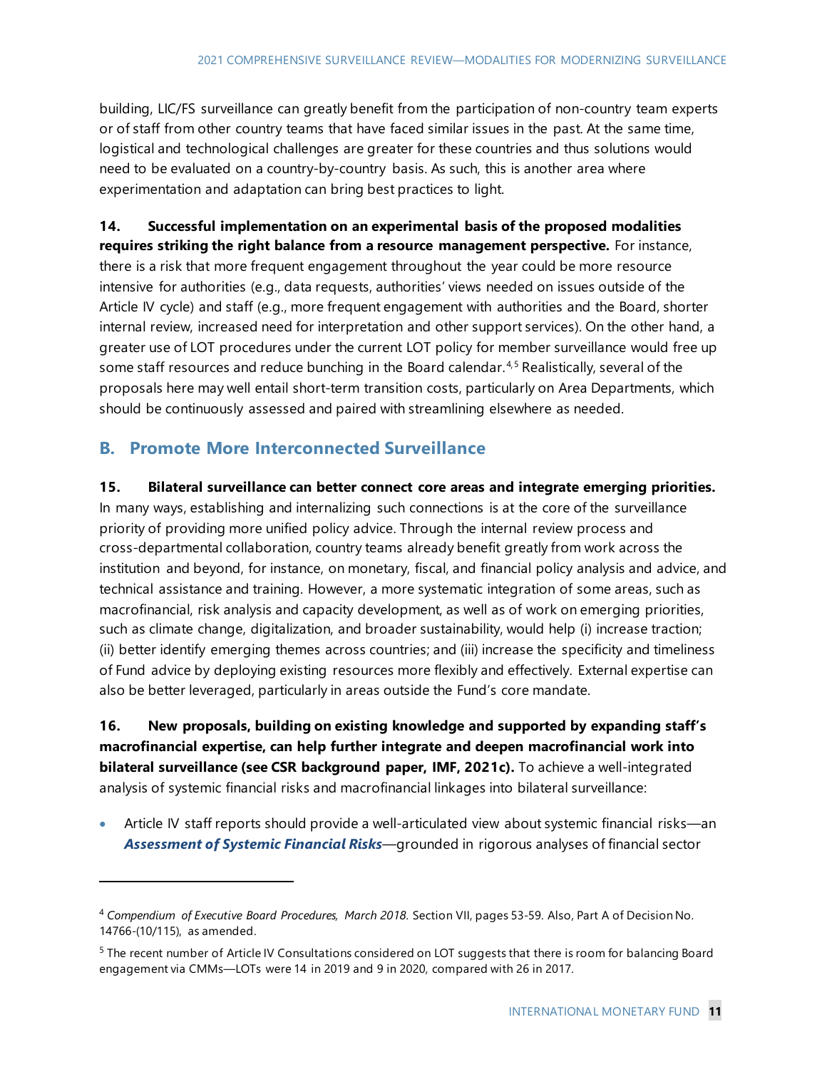building, LIC/FS surveillance can greatly benefit from the participation of non-country team experts or of staff from other country teams that have faced similar issues in the past. At the same time, logistical and technological challenges are greater for these countries and thus solutions would need to be evaluated on a country-by-country basis. As such, this is another area where experimentation and adaptation can bring best practices to light.

**14. Successful implementation on an experimental basis of the proposed modalities requires striking the right balance from a resource management perspective.** For instance, there is a risk that more frequent engagement throughout the year could be more resource intensive for authorities (e.g., data requests, authorities' views needed on issues outside of the Article IV cycle) and staff (e.g., more frequent engagement with authorities and the Board, shorter internal review, increased need for interpretation and other support services). On the other hand, a greater use of LOT procedures under the current LOT policy for member surveillance would free up some staff resources and reduce bunching in the Board calendar.[4,5] Realistically, several of the proposals here may well entail short-term transition costs, particularly on Area Departments, which should be continuously assessed and paired with streamlining elsewhere as needed.

## B. Promote More Interconnected Surveillance

**15. Bilateral surveillance can better connect core areas and integrate emerging priorities.** In many ways, establishing and internalizing such connections is at the core of the surveillance priority of providing more unified policy advice. Through the internal review process and cross-departmental collaboration, country teams already benefit greatly from work across the institution and beyond, for instance, on monetary, fiscal, and financial policy analysis and advice, and technical assistance and training. However, a more systematic integration of some areas, such as macrofinancial, risk analysis and capacity development, as well as of work on emerging priorities, such as climate change, digitalization, and broader sustainability, would help (i) increase traction; (ii) better identify emerging themes across countries; and (iii) increase the specificity and timeliness of Fund advice by deploying existing resources more flexibly and effectively. External expertise can also be better leveraged, particularly in areas outside the Fund's core mandate.

**16. New proposals, building on existing knowledge and supported by expanding staff's macrofinancial expertise, can help further integrate and deepen macrofinancial work into bilateral surveillance (see CSR background paper, IMF, 2021c).** To achieve a well-integrated analysis of systemic financial risks and macrofinancial linkages into bilateral surveillance:

- Article IV staff reports should provide a well-articulated view about systemic financial risks—an ***Assessment of Systemic Financial Risks***—grounded in rigorous analyses of financial sector

---

[4] *Compendium of Executive Board Procedures, March 2018.* Section VII, pages 53-59. Also, Part A of Decision No. 14766-(10/115), as amended.

[5] The recent number of Article IV Consultations considered on LOT suggests that there is room for balancing Board engagement via CMMs—LOTs were 14 in 2019 and 9 in 2020, compared with 26 in 2017.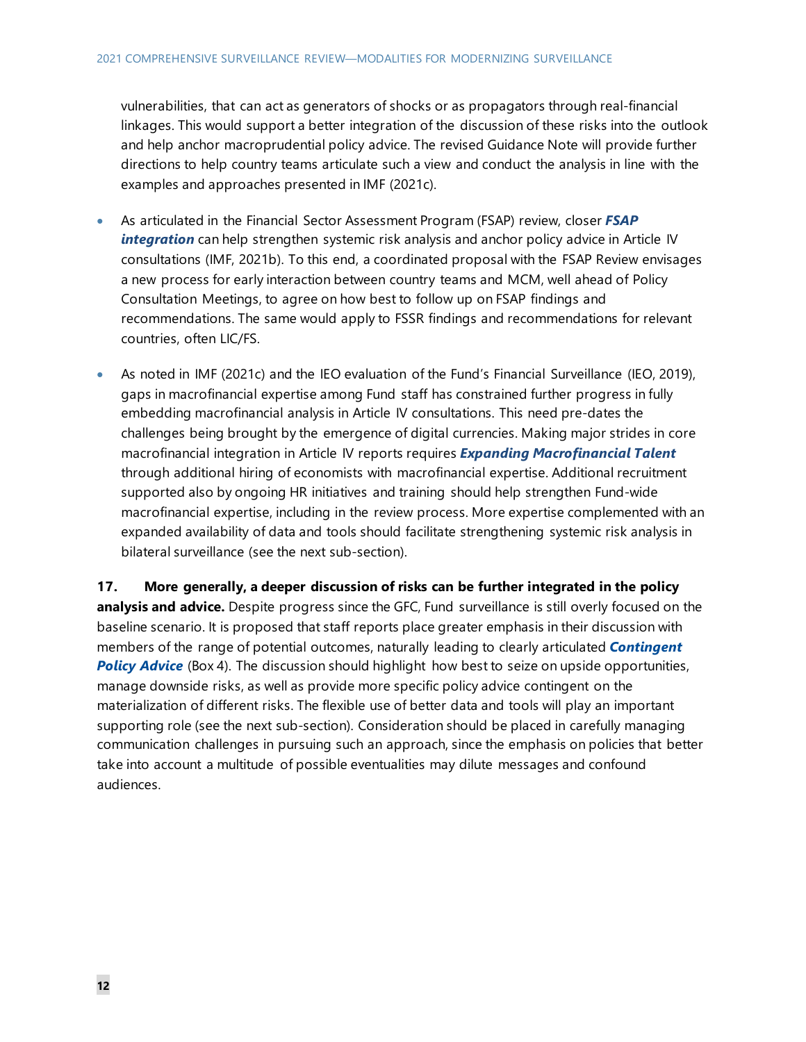vulnerabilities, that can act as generators of shocks or as propagators through real-financial linkages. This would support a better integration of the discussion of these risks into the outlook and help anchor macroprudential policy advice. The revised Guidance Note will provide further directions to help country teams articulate such a view and conduct the analysis in line with the examples and approaches presented in IMF (2021c).

- As articulated in the Financial Sector Assessment Program (FSAP) review, closer ***FSAP integration*** can help strengthen systemic risk analysis and anchor policy advice in Article IV consultations (IMF, 2021b). To this end, a coordinated proposal with the FSAP Review envisages a new process for early interaction between country teams and MCM, well ahead of Policy Consultation Meetings, to agree on how best to follow up on FSAP findings and recommendations. The same would apply to FSSR findings and recommendations for relevant countries, often LIC/FS.

- As noted in IMF (2021c) and the IEO evaluation of the Fund's Financial Surveillance (IEO, 2019), gaps in macrofinancial expertise among Fund staff has constrained further progress in fully embedding macrofinancial analysis in Article IV consultations. This need pre-dates the challenges being brought by the emergence of digital currencies. Making major strides in core macrofinancial integration in Article IV reports requires ***Expanding Macrofinancial Talent*** through additional hiring of economists with macrofinancial expertise. Additional recruitment supported also by ongoing HR initiatives and training should help strengthen Fund-wide macrofinancial expertise, including in the review process. More expertise complemented with an expanded availability of data and tools should facilitate strengthening systemic risk analysis in bilateral surveillance (see the next sub-section).

**17. More generally, a deeper discussion of risks can be further integrated in the policy analysis and advice.** Despite progress since the GFC, Fund surveillance is still overly focused on the baseline scenario. It is proposed that staff reports place greater emphasis in their discussion with members of the range of potential outcomes, naturally leading to clearly articulated ***Contingent Policy Advice*** (Box 4). The discussion should highlight how best to seize on upside opportunities, manage downside risks, as well as provide more specific policy advice contingent on the materialization of different risks. The flexible use of better data and tools will play an important supporting role (see the next sub-section). Consideration should be placed in carefully managing communication challenges in pursuing such an approach, since the emphasis on policies that better take into account a multitude of possible eventualities may dilute messages and confound audiences.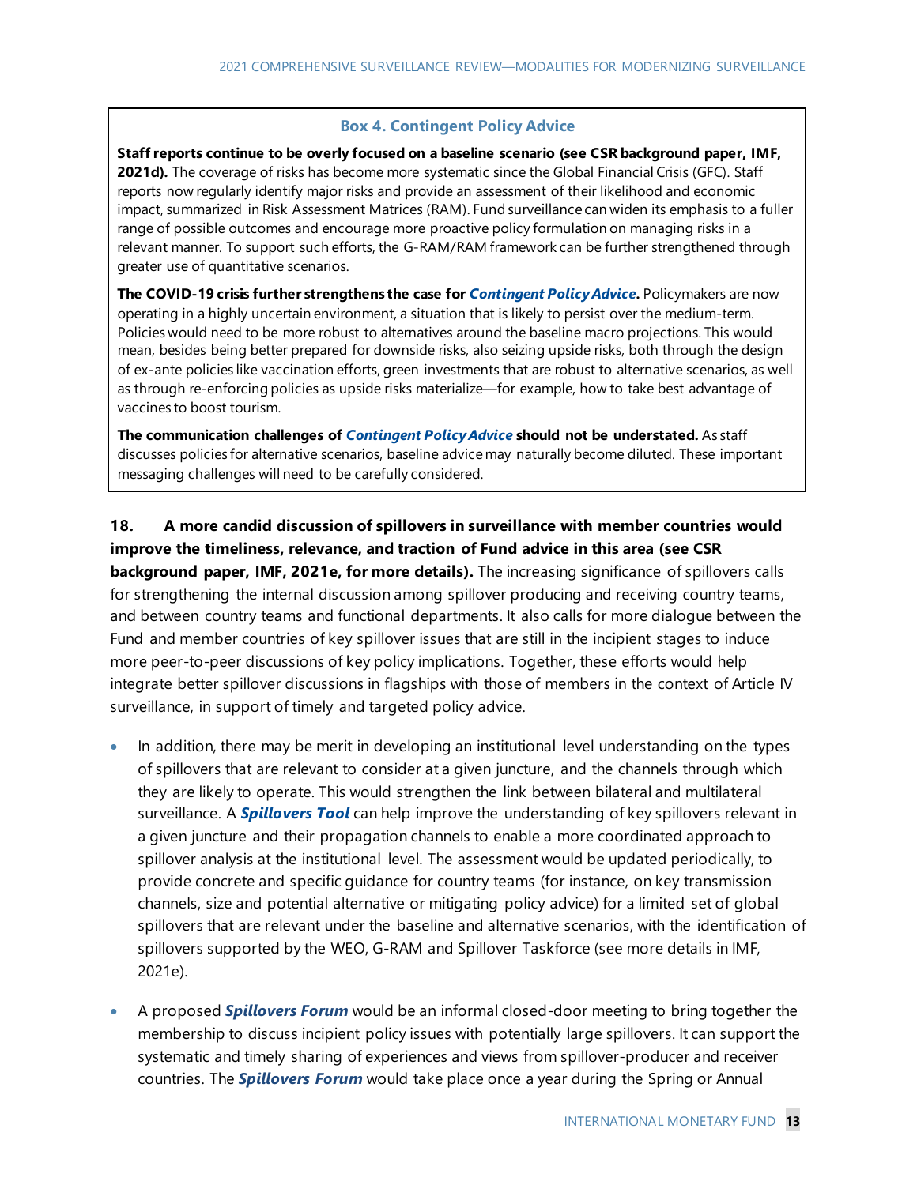### Box 4. Contingent Policy Advice

**Staff reports continue to be overly focused on a baseline scenario (see CSR background paper, IMF, 2021d).** The coverage of risks has become more systematic since the Global Financial Crisis (GFC). Staff reports now regularly identify major risks and provide an assessment of their likelihood and economic impact, summarized in Risk Assessment Matrices (RAM). Fund surveillance can widen its emphasis to a fuller range of possible outcomes and encourage more proactive policy formulation on managing risks in a relevant manner. To support such efforts, the G-RAM/RAM framework can be further strengthened through greater use of quantitative scenarios.

**The COVID-19 crisis further strengthens the case for *Contingent Policy Advice*.** Policymakers are now operating in a highly uncertain environment, a situation that is likely to persist over the medium-term. Policies would need to be more robust to alternatives around the baseline macro projections. This would mean, besides being better prepared for downside risks, also seizing upside risks, both through the design of ex-ante policies like vaccination efforts, green investments that are robust to alternative scenarios, as well as through re-enforcing policies as upside risks materialize—for example, how to take best advantage of vaccines to boost tourism.

**The communication challenges of *Contingent Policy Advice* should not be understated.** As staff discusses policies for alternative scenarios, baseline advice may naturally become diluted. These important messaging challenges will need to be carefully considered.

**18. A more candid discussion of spillovers in surveillance with member countries would improve the timeliness, relevance, and traction of Fund advice in this area (see CSR background paper, IMF, 2021e, for more details).** The increasing significance of spillovers calls for strengthening the internal discussion among spillover producing and receiving country teams, and between country teams and functional departments. It also calls for more dialogue between the Fund and member countries of key spillover issues that are still in the incipient stages to induce more peer-to-peer discussions of key policy implications. Together, these efforts would help integrate better spillover discussions in flagships with those of members in the context of Article IV surveillance, in support of timely and targeted policy advice.

- In addition, there may be merit in developing an institutional level understanding on the types of spillovers that are relevant to consider at a given juncture, and the channels through which they are likely to operate. This would strengthen the link between bilateral and multilateral surveillance. A ***Spillovers Tool*** can help improve the understanding of key spillovers relevant in a given juncture and their propagation channels to enable a more coordinated approach to spillover analysis at the institutional level. The assessment would be updated periodically, to provide concrete and specific guidance for country teams (for instance, on key transmission channels, size and potential alternative or mitigating policy advice) for a limited set of global spillovers that are relevant under the baseline and alternative scenarios, with the identification of spillovers supported by the WEO, G-RAM and Spillover Taskforce (see more details in IMF, 2021e).

- A proposed ***Spillovers Forum*** would be an informal closed-door meeting to bring together the membership to discuss incipient policy issues with potentially large spillovers. It can support the systematic and timely sharing of experiences and views from spillover-producer and receiver countries. The ***Spillovers Forum*** would take place once a year during the Spring or Annual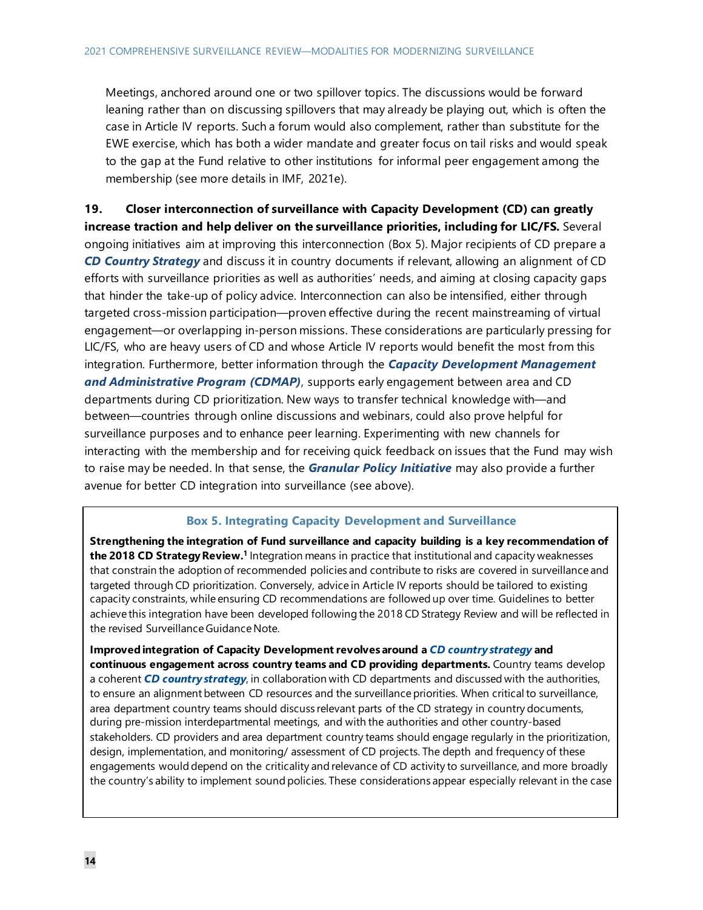Meetings, anchored around one or two spillover topics. The discussions would be forward leaning rather than on discussing spillovers that may already be playing out, which is often the case in Article IV reports. Such a forum would also complement, rather than substitute for the EWE exercise, which has both a wider mandate and greater focus on tail risks and would speak to the gap at the Fund relative to other institutions for informal peer engagement among the membership (see more details in IMF, 2021e).

**19. Closer interconnection of surveillance with Capacity Development (CD) can greatly increase traction and help deliver on the surveillance priorities, including for LIC/FS.** Several ongoing initiatives aim at improving this interconnection (Box 5). Major recipients of CD prepare a ***CD Country Strategy*** and discuss it in country documents if relevant, allowing an alignment of CD efforts with surveillance priorities as well as authorities' needs, and aiming at closing capacity gaps that hinder the take-up of policy advice. Interconnection can also be intensified, either through targeted cross-mission participation—proven effective during the recent mainstreaming of virtual engagement—or overlapping in-person missions. These considerations are particularly pressing for LIC/FS, who are heavy users of CD and whose Article IV reports would benefit the most from this integration. Furthermore, better information through the ***Capacity Development Management and Administrative Program (CDMAP)***, supports early engagement between area and CD departments during CD prioritization. New ways to transfer technical knowledge with—and between—countries through online discussions and webinars, could also prove helpful for surveillance purposes and to enhance peer learning. Experimenting with new channels for interacting with the membership and for receiving quick feedback on issues that the Fund may wish to raise may be needed. In that sense, the ***Granular Policy Initiative*** may also provide a further avenue for better CD integration into surveillance (see above).

### Box 5. Integrating Capacity Development and Surveillance

**Strengthening the integration of Fund surveillance and capacity building is a key recommendation of the 2018 CD Strategy Review.**[1] Integration means in practice that institutional and capacity weaknesses that constrain the adoption of recommended policies and contribute to risks are covered in surveillance and targeted through CD prioritization. Conversely, advice in Article IV reports should be tailored to existing capacity constraints, while ensuring CD recommendations are followed up over time. Guidelines to better achieve this integration have been developed following the 2018 CD Strategy Review and will be reflected in the revised Surveillance Guidance Note.

**Improved integration of Capacity Development revolves around a *CD country strategy* and continuous engagement across country teams and CD providing departments.** Country teams develop a coherent ***CD country strategy***, in collaboration with CD departments and discussed with the authorities, to ensure an alignment between CD resources and the surveillance priorities. When critical to surveillance, area department country teams should discuss relevant parts of the CD strategy in country documents, during pre-mission interdepartmental meetings, and with the authorities and other country-based stakeholders. CD providers and area department country teams should engage regularly in the prioritization, design, implementation, and monitoring/ assessment of CD projects. The depth and frequency of these engagements would depend on the criticality and relevance of CD activity to surveillance, and more broadly the country's ability to implement sound policies. These considerations appear especially relevant in the case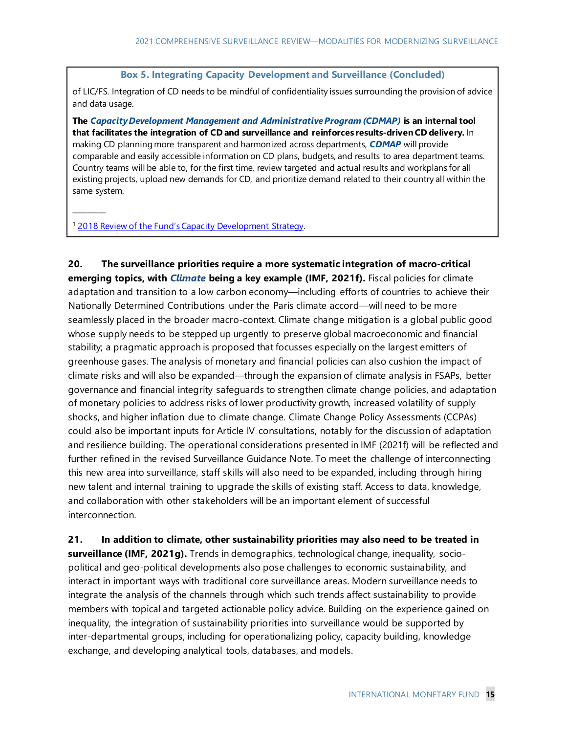**Box 5. Integrating Capacity Development and Surveillance (Concluded)**

of LIC/FS. Integration of CD needs to be mindful of confidentiality issues surrounding the provision of advice and data usage.

**The *Capacity Development Management and Administrative Program (CDMAP)* is an internal tool that facilitates the integration of CD and surveillance and reinforces results-driven CD delivery.** In making CD planning more transparent and harmonized across departments, ***CDMAP*** will provide comparable and easily accessible information on CD plans, budgets, and results to area department teams. Country teams will be able to, for the first time, review targeted and actual results and workplans for all existing projects, upload new demands for CD, and prioritize demand related to their country all within the same system.

________

[1] 2018 Review of the Fund's Capacity Development Strategy.

**20. The surveillance priorities require a more systematic integration of macro-critical emerging topics, with *Climate* being a key example (IMF, 2021f).** Fiscal policies for climate adaptation and transition to a low carbon economy—including efforts of countries to achieve their Nationally Determined Contributions under the Paris climate accord—will need to be more seamlessly placed in the broader macro-context. Climate change mitigation is a global public good whose supply needs to be stepped up urgently to preserve global macroeconomic and financial stability; a pragmatic approach is proposed that focusses especially on the largest emitters of greenhouse gases. The analysis of monetary and financial policies can also cushion the impact of climate risks and will also be expanded—through the expansion of climate analysis in FSAPs, better governance and financial integrity safeguards to strengthen climate change policies, and adaptation of monetary policies to address risks of lower productivity growth, increased volatility of supply shocks, and higher inflation due to climate change. Climate Change Policy Assessments (CCPAs) could also be important inputs for Article IV consultations, notably for the discussion of adaptation and resilience building. The operational considerations presented in IMF (2021f) will be reflected and further refined in the revised Surveillance Guidance Note. To meet the challenge of interconnecting this new area into surveillance, staff skills will also need to be expanded, including through hiring new talent and internal training to upgrade the skills of existing staff. Access to data, knowledge, and collaboration with other stakeholders will be an important element of successful interconnection.

**21. In addition to climate, other sustainability priorities may also need to be treated in surveillance (IMF, 2021g).** Trends in demographics, technological change, inequality, socio-political and geo-political developments also pose challenges to economic sustainability, and interact in important ways with traditional core surveillance areas. Modern surveillance needs to integrate the analysis of the channels through which such trends affect sustainability to provide members with topical and targeted actionable policy advice. Building on the experience gained on inequality, the integration of sustainability priorities into surveillance would be supported by inter-departmental groups, including for operationalizing policy, capacity building, knowledge exchange, and developing analytical tools, databases, and models.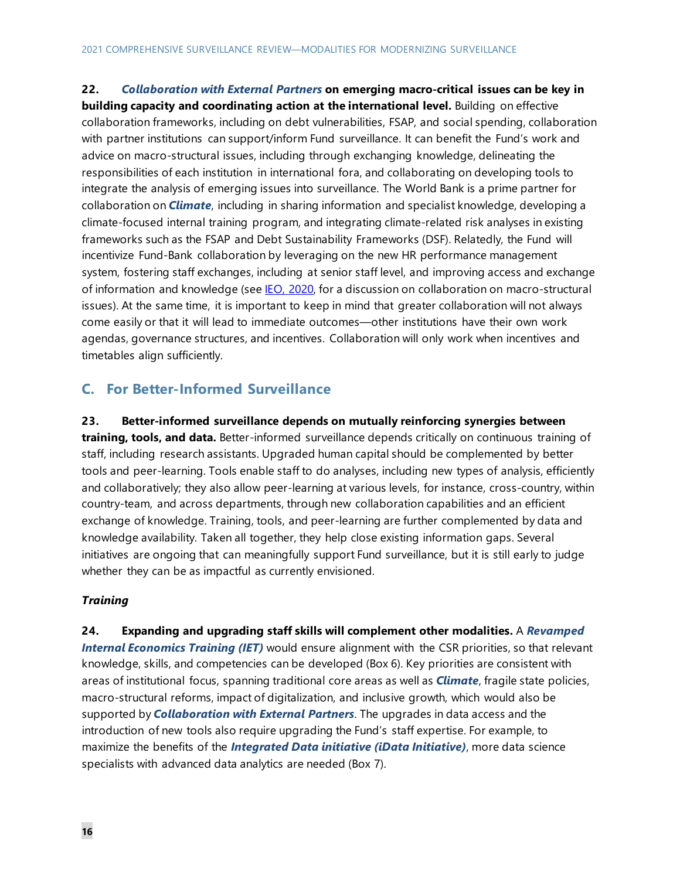**22. *Collaboration with External Partners* on emerging macro-critical issues can be key in building capacity and coordinating action at the international level.** Building on effective collaboration frameworks, including on debt vulnerabilities, FSAP, and social spending, collaboration with partner institutions can support/inform Fund surveillance. It can benefit the Fund's work and advice on macro-structural issues, including through exchanging knowledge, delineating the responsibilities of each institution in international fora, and collaborating on developing tools to integrate the analysis of emerging issues into surveillance. The World Bank is a prime partner for collaboration on ***Climate***, including in sharing information and specialist knowledge, developing a climate-focused internal training program, and integrating climate-related risk analyses in existing frameworks such as the FSAP and Debt Sustainability Frameworks (DSF). Relatedly, the Fund will incentivize Fund-Bank collaboration by leveraging on the new HR performance management system, fostering staff exchanges, including at senior staff level, and improving access and exchange of information and knowledge (see IEO, 2020, for a discussion on collaboration on macro-structural issues). At the same time, it is important to keep in mind that greater collaboration will not always come easily or that it will lead to immediate outcomes—other institutions have their own work agendas, governance structures, and incentives. Collaboration will only work when incentives and timetables align sufficiently.

## C. For Better-Informed Surveillance

**23. Better-informed surveillance depends on mutually reinforcing synergies between training, tools, and data.** Better-informed surveillance depends critically on continuous training of staff, including research assistants. Upgraded human capital should be complemented by better tools and peer-learning. Tools enable staff to do analyses, including new types of analysis, efficiently and collaboratively; they also allow peer-learning at various levels, for instance, cross-country, within country-team, and across departments, through new collaboration capabilities and an efficient exchange of knowledge. Training, tools, and peer-learning are further complemented by data and knowledge availability. Taken all together, they help close existing information gaps. Several initiatives are ongoing that can meaningfully support Fund surveillance, but it is still early to judge whether they can be as impactful as currently envisioned.

### *Training*

**24. Expanding and upgrading staff skills will complement other modalities.** A ***Revamped Internal Economics Training (IET)*** would ensure alignment with the CSR priorities, so that relevant knowledge, skills, and competencies can be developed (Box 6). Key priorities are consistent with areas of institutional focus, spanning traditional core areas as well as ***Climate***, fragile state policies, macro-structural reforms, impact of digitalization, and inclusive growth, which would also be supported by ***Collaboration with External Partners***. The upgrades in data access and the introduction of new tools also require upgrading the Fund's staff expertise. For example, to maximize the benefits of the ***Integrated Data initiative (iData Initiative)***, more data science specialists with advanced data analytics are needed (Box 7).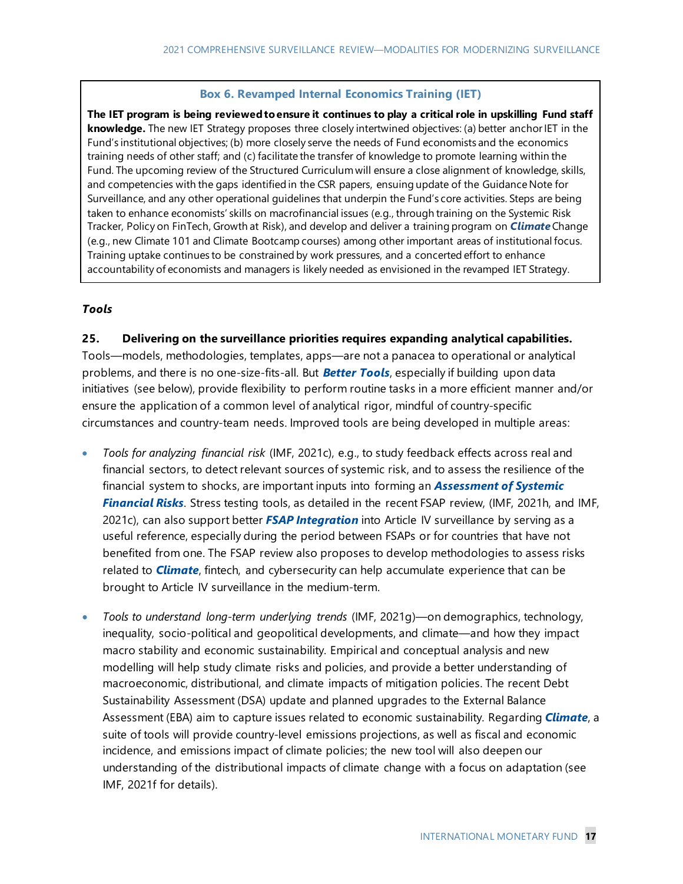**Box 6. Revamped Internal Economics Training (IET)**

**The IET program is being reviewed to ensure it continues to play a critical role in upskilling Fund staff knowledge.** The new IET Strategy proposes three closely intertwined objectives: (a) better anchor IET in the Fund's institutional objectives; (b) more closely serve the needs of Fund economists and the economics training needs of other staff; and (c) facilitate the transfer of knowledge to promote learning within the Fund. The upcoming review of the Structured Curriculum will ensure a close alignment of knowledge, skills, and competencies with the gaps identified in the CSR papers, ensuing update of the Guidance Note for Surveillance, and any other operational guidelines that underpin the Fund's core activities. Steps are being taken to enhance economists' skills on macrofinancial issues (e.g., through training on the Systemic Risk Tracker, Policy on FinTech, Growth at Risk), and develop and deliver a training program on ***Climate*** Change (e.g., new Climate 101 and Climate Bootcamp courses) among other important areas of institutional focus. Training uptake continues to be constrained by work pressures, and a concerted effort to enhance accountability of economists and managers is likely needed as envisioned in the revamped IET Strategy.

***Tools***

**25. Delivering on the surveillance priorities requires expanding analytical capabilities.** Tools—models, methodologies, templates, apps—are not a panacea to operational or analytical problems, and there is no one-size-fits-all. But ***Better Tools***, especially if building upon data initiatives (see below), provide flexibility to perform routine tasks in a more efficient manner and/or ensure the application of a common level of analytical rigor, mindful of country-specific circumstances and country-team needs. Improved tools are being developed in multiple areas:

- *Tools for analyzing financial risk* (IMF, 2021c), e.g., to study feedback effects across real and financial sectors, to detect relevant sources of systemic risk, and to assess the resilience of the financial system to shocks, are important inputs into forming an ***Assessment of Systemic Financial Risks***. Stress testing tools, as detailed in the recent FSAP review, (IMF, 2021h, and IMF, 2021c), can also support better ***FSAP Integration*** into Article IV surveillance by serving as a useful reference, especially during the period between FSAPs or for countries that have not benefited from one. The FSAP review also proposes to develop methodologies to assess risks related to ***Climate***, fintech, and cybersecurity can help accumulate experience that can be brought to Article IV surveillance in the medium-term.

- *Tools to understand long-term underlying trends* (IMF, 2021g)—on demographics, technology, inequality, socio-political and geopolitical developments, and climate—and how they impact macro stability and economic sustainability. Empirical and conceptual analysis and new modelling will help study climate risks and policies, and provide a better understanding of macroeconomic, distributional, and climate impacts of mitigation policies. The recent Debt Sustainability Assessment (DSA) update and planned upgrades to the External Balance Assessment (EBA) aim to capture issues related to economic sustainability. Regarding ***Climate***, a suite of tools will provide country-level emissions projections, as well as fiscal and economic incidence, and emissions impact of climate policies; the new tool will also deepen our understanding of the distributional impacts of climate change with a focus on adaptation (see IMF, 2021f for details).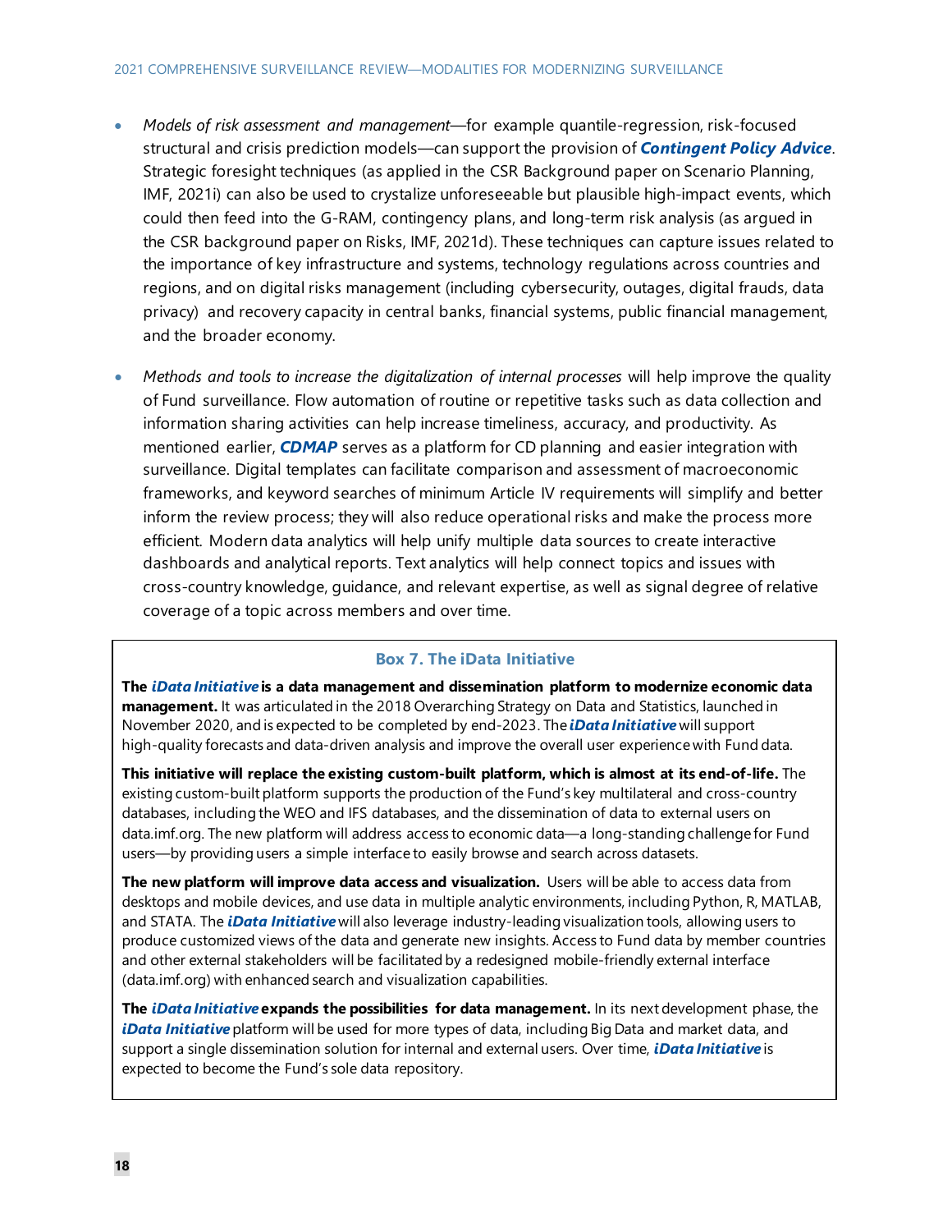- *Models of risk assessment and management*—for example quantile-regression, risk-focused structural and crisis prediction models—can support the provision of ***Contingent Policy Advice***. Strategic foresight techniques (as applied in the CSR Background paper on Scenario Planning, IMF, 2021i) can also be used to crystalize unforeseeable but plausible high-impact events, which could then feed into the G-RAM, contingency plans, and long-term risk analysis (as argued in the CSR background paper on Risks, IMF, 2021d). These techniques can capture issues related to the importance of key infrastructure and systems, technology regulations across countries and regions, and on digital risks management (including cybersecurity, outages, digital frauds, data privacy) and recovery capacity in central banks, financial systems, public financial management, and the broader economy.

- *Methods and tools to increase the digitalization of internal processes* will help improve the quality of Fund surveillance. Flow automation of routine or repetitive tasks such as data collection and information sharing activities can help increase timeliness, accuracy, and productivity. As mentioned earlier, ***CDMAP*** serves as a platform for CD planning and easier integration with surveillance. Digital templates can facilitate comparison and assessment of macroeconomic frameworks, and keyword searches of minimum Article IV requirements will simplify and better inform the review process; they will also reduce operational risks and make the process more efficient. Modern data analytics will help unify multiple data sources to create interactive dashboards and analytical reports. Text analytics will help connect topics and issues with cross-country knowledge, guidance, and relevant expertise, as well as signal degree of relative coverage of a topic across members and over time.

### Box 7. The iData Initiative

**The *iData Initiative* is a data management and dissemination platform to modernize economic data management.** It was articulated in the 2018 Overarching Strategy on Data and Statistics, launched in November 2020, and is expected to be completed by end-2023. The ***iData Initiative*** will support high-quality forecasts and data-driven analysis and improve the overall user experience with Fund data.

**This initiative will replace the existing custom-built platform, which is almost at its end-of-life.** The existing custom-built platform supports the production of the Fund's key multilateral and cross-country databases, including the WEO and IFS databases, and the dissemination of data to external users on data.imf.org. The new platform will address access to economic data—a long-standing challenge for Fund users—by providing users a simple interface to easily browse and search across datasets.

**The new platform will improve data access and visualization.** Users will be able to access data from desktops and mobile devices, and use data in multiple analytic environments, including Python, R, MATLAB, and STATA. The ***iData Initiative*** will also leverage industry-leading visualization tools, allowing users to produce customized views of the data and generate new insights. Access to Fund data by member countries and other external stakeholders will be facilitated by a redesigned mobile-friendly external interface (data.imf.org) with enhanced search and visualization capabilities.

**The *iData Initiative* expands the possibilities for data management.** In its next development phase, the ***iData Initiative*** platform will be used for more types of data, including Big Data and market data, and support a single dissemination solution for internal and external users. Over time, ***iData Initiative*** is expected to become the Fund's sole data repository.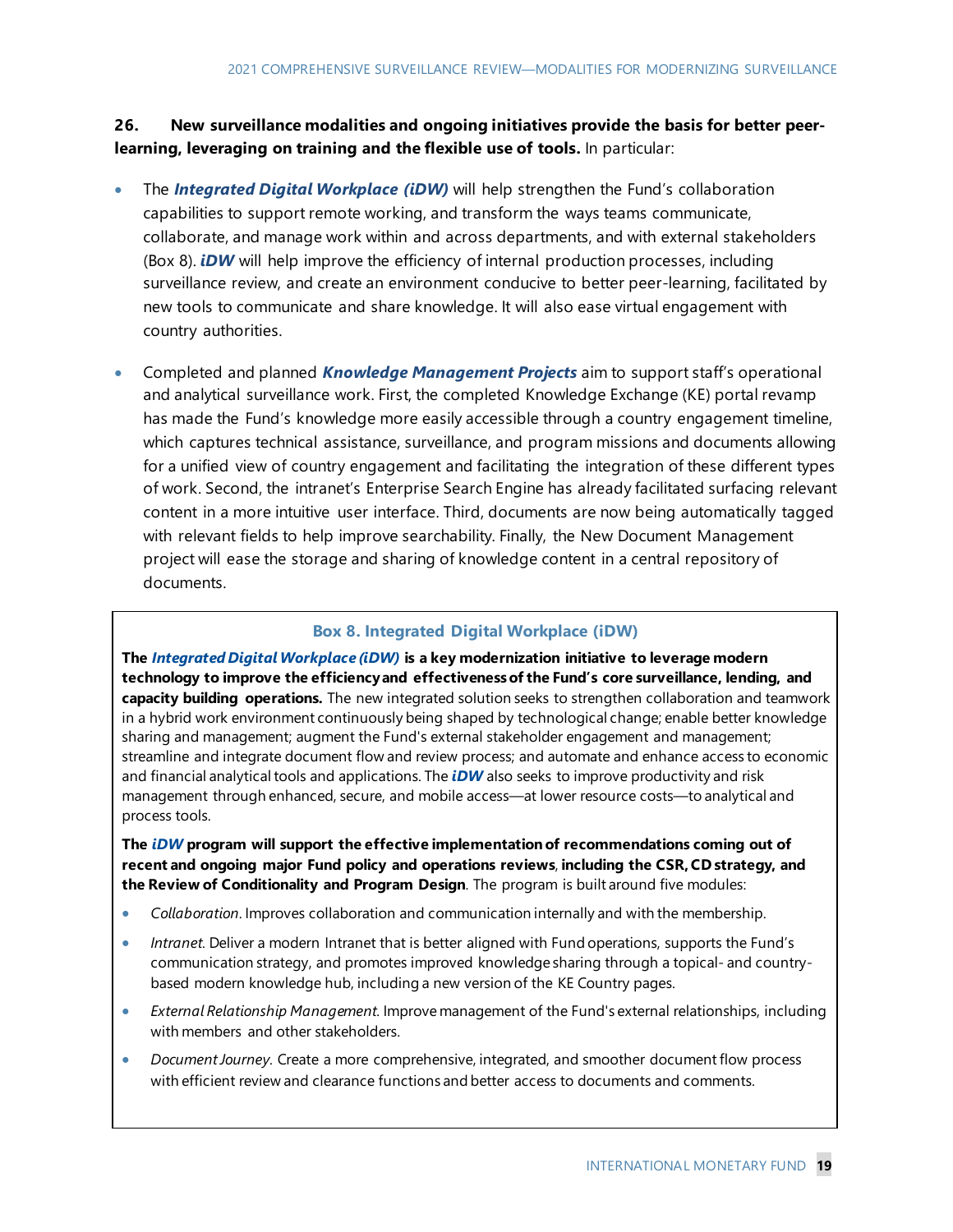**26. New surveillance modalities and ongoing initiatives provide the basis for better peer-learning, leveraging on training and the flexible use of tools.** In particular:

- The ***Integrated Digital Workplace (iDW)*** will help strengthen the Fund's collaboration capabilities to support remote working, and transform the ways teams communicate, collaborate, and manage work within and across departments, and with external stakeholders (Box 8). ***iDW*** will help improve the efficiency of internal production processes, including surveillance review, and create an environment conducive to better peer-learning, facilitated by new tools to communicate and share knowledge. It will also ease virtual engagement with country authorities.

- Completed and planned ***Knowledge Management Projects*** aim to support staff's operational and analytical surveillance work. First, the completed Knowledge Exchange (KE) portal revamp has made the Fund's knowledge more easily accessible through a country engagement timeline, which captures technical assistance, surveillance, and program missions and documents allowing for a unified view of country engagement and facilitating the integration of these different types of work. Second, the intranet's Enterprise Search Engine has already facilitated surfacing relevant content in a more intuitive user interface. Third, documents are now being automatically tagged with relevant fields to help improve searchability. Finally, the New Document Management project will ease the storage and sharing of knowledge content in a central repository of documents.

### Box 8. Integrated Digital Workplace (iDW)

**The *Integrated Digital Workplace (iDW)* is a key modernization initiative to leverage modern technology to improve the efficiency and effectiveness of the Fund's core surveillance, lending, and capacity building operations.** The new integrated solution seeks to strengthen collaboration and teamwork in a hybrid work environment continuously being shaped by technological change; enable better knowledge sharing and management; augment the Fund's external stakeholder engagement and management; streamline and integrate document flow and review process; and automate and enhance access to economic and financial analytical tools and applications. The ***iDW*** also seeks to improve productivity and risk management through enhanced, secure, and mobile access—at lower resource costs—to analytical and process tools.

**The *iDW* program will support the effective implementation of recommendations coming out of recent and ongoing major Fund policy and operations reviews**, **including the CSR, CD strategy, and the Review of Conditionality and Program Design**. The program is built around five modules:

- *Collaboration*. Improves collaboration and communication internally and with the membership.
- *Intranet*. Deliver a modern Intranet that is better aligned with Fund operations, supports the Fund's communication strategy, and promotes improved knowledge sharing through a topical- and country-based modern knowledge hub, including a new version of the KE Country pages.
- *External Relationship Management*. Improve management of the Fund's external relationships, including with members and other stakeholders.
- *Document Journey*. Create a more comprehensive, integrated, and smoother document flow process with efficient review and clearance functions and better access to documents and comments.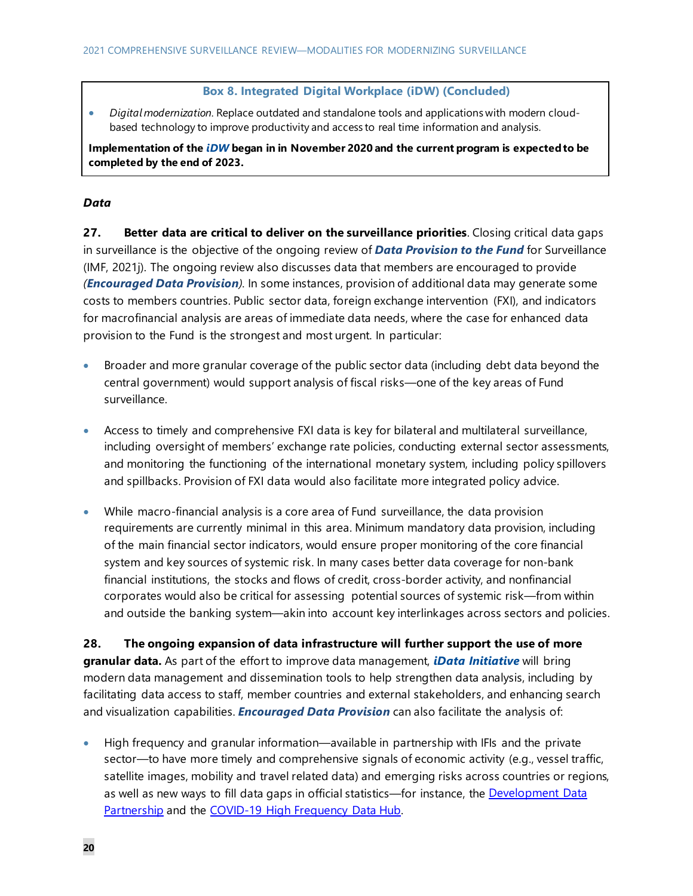**Box 8. Integrated Digital Workplace (iDW) (Concluded)**

- *Digital modernization.* Replace outdated and standalone tools and applications with modern cloud-based technology to improve productivity and access to real time information and analysis.

**Implementation of the *iDW* began in in November 2020 and the current program is expected to be completed by the end of 2023.**

### *Data*

**27. Better data are critical to deliver on the surveillance priorities**. Closing critical data gaps in surveillance is the objective of the ongoing review of ***Data Provision to the Fund*** for Surveillance (IMF, 2021j). The ongoing review also discusses data that members are encouraged to provide *(**Encouraged Data Provision**)*. In some instances, provision of additional data may generate some costs to members countries. Public sector data, foreign exchange intervention (FXI), and indicators for macrofinancial analysis are areas of immediate data needs, where the case for enhanced data provision to the Fund is the strongest and most urgent. In particular:

- Broader and more granular coverage of the public sector data (including debt data beyond the central government) would support analysis of fiscal risks—one of the key areas of Fund surveillance.

- Access to timely and comprehensive FXI data is key for bilateral and multilateral surveillance, including oversight of members' exchange rate policies, conducting external sector assessments, and monitoring the functioning of the international monetary system, including policy spillovers and spillbacks. Provision of FXI data would also facilitate more integrated policy advice.

- While macro-financial analysis is a core area of Fund surveillance, the data provision requirements are currently minimal in this area. Minimum mandatory data provision, including of the main financial sector indicators, would ensure proper monitoring of the core financial system and key sources of systemic risk. In many cases better data coverage for non-bank financial institutions, the stocks and flows of credit, cross-border activity, and nonfinancial corporates would also be critical for assessing potential sources of systemic risk—from within and outside the banking system—akin into account key interlinkages across sectors and policies.

**28. The ongoing expansion of data infrastructure will further support the use of more granular data.** As part of the effort to improve data management, ***iData Initiative*** will bring modern data management and dissemination tools to help strengthen data analysis, including by facilitating data access to staff, member countries and external stakeholders, and enhancing search and visualization capabilities. ***Encouraged Data Provision*** can also facilitate the analysis of:

- High frequency and granular information—available in partnership with IFIs and the private sector—to have more timely and comprehensive signals of economic activity (e.g., vessel traffic, satellite images, mobility and travel related data) and emerging risks across countries or regions, as well as new ways to fill data gaps in official statistics—for instance, the Development Data Partnership and the COVID-19 High Frequency Data Hub.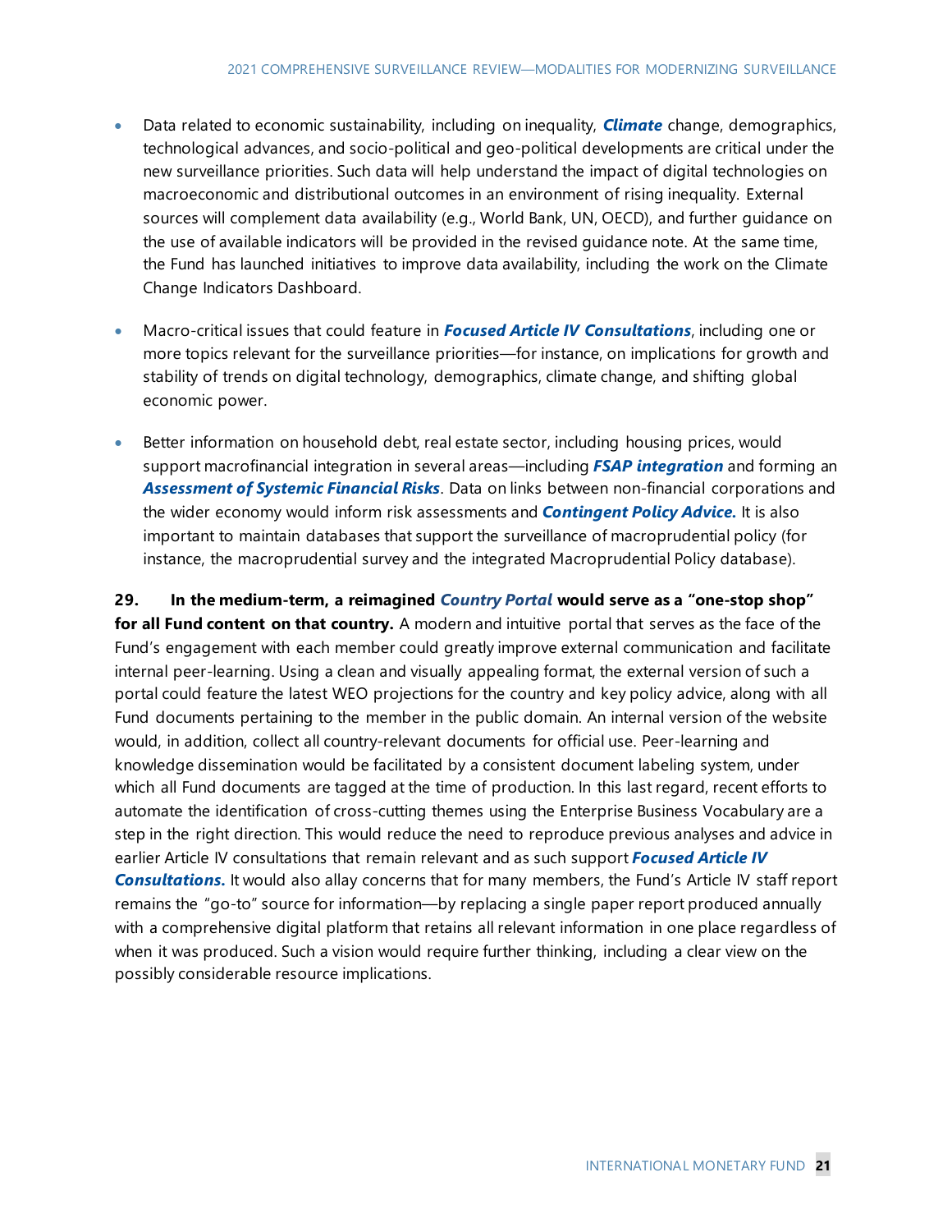- Data related to economic sustainability, including on inequality, ***Climate*** change, demographics, technological advances, and socio-political and geo-political developments are critical under the new surveillance priorities. Such data will help understand the impact of digital technologies on macroeconomic and distributional outcomes in an environment of rising inequality. External sources will complement data availability (e.g., World Bank, UN, OECD), and further guidance on the use of available indicators will be provided in the revised guidance note. At the same time, the Fund has launched initiatives to improve data availability, including the work on the Climate Change Indicators Dashboard.

- Macro-critical issues that could feature in ***Focused Article IV Consultations***, including one or more topics relevant for the surveillance priorities—for instance, on implications for growth and stability of trends on digital technology, demographics, climate change, and shifting global economic power.

- Better information on household debt, real estate sector, including housing prices, would support macrofinancial integration in several areas—including ***FSAP integration*** and forming an ***Assessment of Systemic Financial Risks***. Data on links between non-financial corporations and the wider economy would inform risk assessments and ***Contingent Policy Advice.*** It is also important to maintain databases that support the surveillance of macroprudential policy (for instance, the macroprudential survey and the integrated Macroprudential Policy database).

**29. In the medium-term, a reimagined *Country Portal* would serve as a "one-stop shop" for all Fund content on that country.** A modern and intuitive portal that serves as the face of the Fund's engagement with each member could greatly improve external communication and facilitate internal peer-learning. Using a clean and visually appealing format, the external version of such a portal could feature the latest WEO projections for the country and key policy advice, along with all Fund documents pertaining to the member in the public domain. An internal version of the website would, in addition, collect all country-relevant documents for official use. Peer-learning and knowledge dissemination would be facilitated by a consistent document labeling system, under which all Fund documents are tagged at the time of production. In this last regard, recent efforts to automate the identification of cross-cutting themes using the Enterprise Business Vocabulary are a step in the right direction. This would reduce the need to reproduce previous analyses and advice in earlier Article IV consultations that remain relevant and as such support ***Focused Article IV Consultations.*** It would also allay concerns that for many members, the Fund's Article IV staff report remains the "go-to" source for information—by replacing a single paper report produced annually with a comprehensive digital platform that retains all relevant information in one place regardless of when it was produced. Such a vision would require further thinking, including a clear view on the possibly considerable resource implications.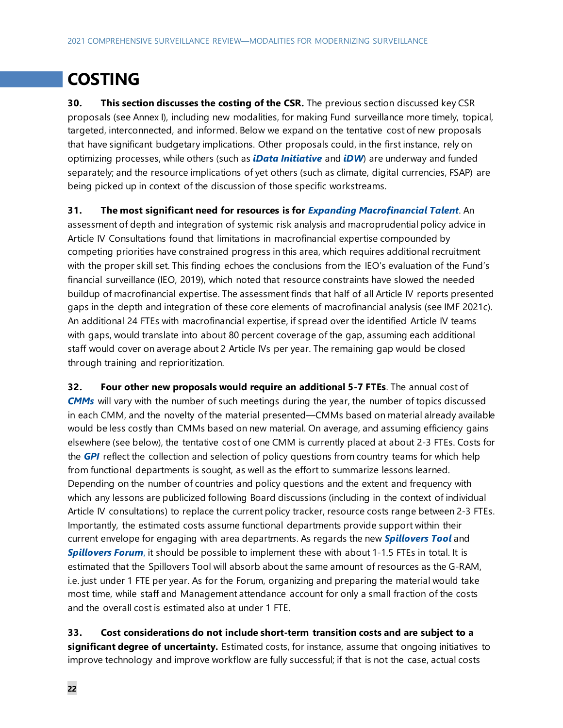# COSTING

**30. This section discusses the costing of the CSR.** The previous section discussed key CSR proposals (see Annex I), including new modalities, for making Fund surveillance more timely, topical, targeted, interconnected, and informed. Below we expand on the tentative cost of new proposals that have significant budgetary implications. Other proposals could, in the first instance, rely on optimizing processes, while others (such as ***iData Initiative*** and ***iDW***) are underway and funded separately; and the resource implications of yet others (such as climate, digital currencies, FSAP) are being picked up in context of the discussion of those specific workstreams.

**31. The most significant need for resources is for *Expanding Macrofinancial Talent*.** An assessment of depth and integration of systemic risk analysis and macroprudential policy advice in Article IV Consultations found that limitations in macrofinancial expertise compounded by competing priorities have constrained progress in this area, which requires additional recruitment with the proper skill set. This finding echoes the conclusions from the IEO's evaluation of the Fund's financial surveillance (IEO, 2019), which noted that resource constraints have slowed the needed buildup of macrofinancial expertise. The assessment finds that half of all Article IV reports presented gaps in the depth and integration of these core elements of macrofinancial analysis (see IMF 2021c). An additional 24 FTEs with macrofinancial expertise, if spread over the identified Article IV teams with gaps, would translate into about 80 percent coverage of the gap, assuming each additional staff would cover on average about 2 Article IVs per year. The remaining gap would be closed through training and reprioritization.

**32. Four other new proposals would require an additional 5-7 FTEs**. The annual cost of ***CMMs*** will vary with the number of such meetings during the year, the number of topics discussed in each CMM, and the novelty of the material presented—CMMs based on material already available would be less costly than CMMs based on new material. On average, and assuming efficiency gains elsewhere (see below), the tentative cost of one CMM is currently placed at about 2-3 FTEs. Costs for the ***GPI*** reflect the collection and selection of policy questions from country teams for which help from functional departments is sought, as well as the effort to summarize lessons learned. Depending on the number of countries and policy questions and the extent and frequency with which any lessons are publicized following Board discussions (including in the context of individual Article IV consultations) to replace the current policy tracker, resource costs range between 2-3 FTEs. Importantly, the estimated costs assume functional departments provide support within their current envelope for engaging with area departments. As regards the new ***Spillovers Tool*** and ***Spillovers Forum***, it should be possible to implement these with about 1-1.5 FTEs in total. It is estimated that the Spillovers Tool will absorb about the same amount of resources as the G-RAM, i.e. just under 1 FTE per year. As for the Forum, organizing and preparing the material would take most time, while staff and Management attendance account for only a small fraction of the costs and the overall cost is estimated also at under 1 FTE.

**33. Cost considerations do not include short-term transition costs and are subject to a significant degree of uncertainty.** Estimated costs, for instance, assume that ongoing initiatives to improve technology and improve workflow are fully successful; if that is not the case, actual costs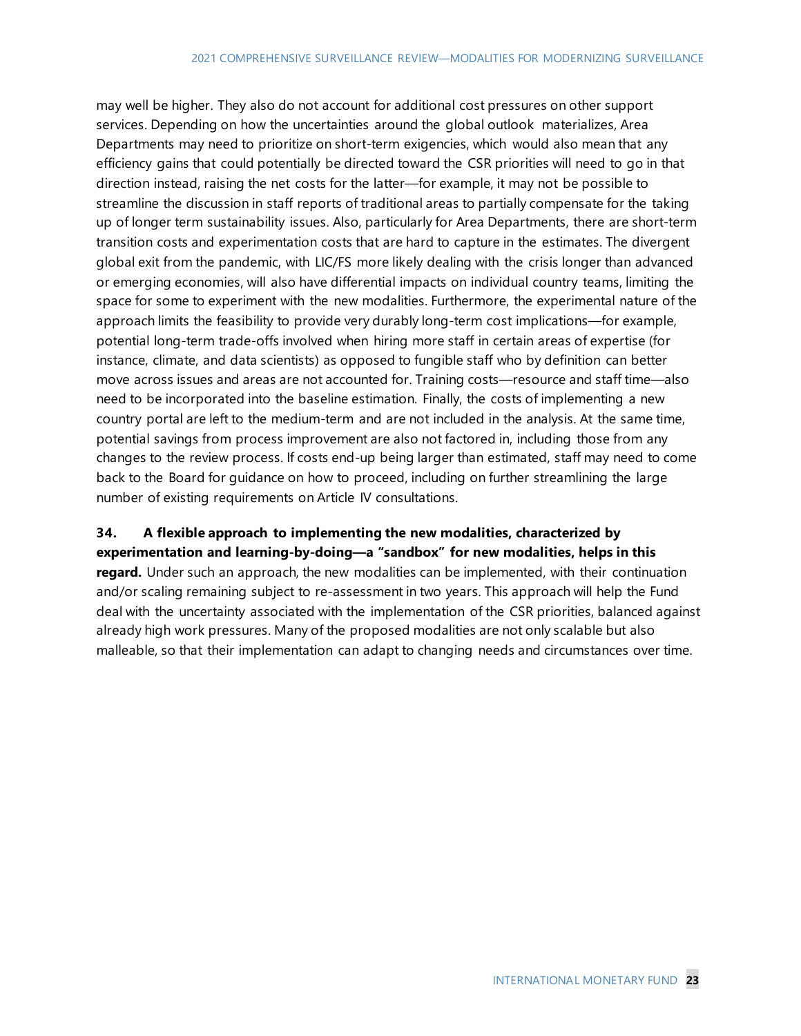may well be higher. They also do not account for additional cost pressures on other support services. Depending on how the uncertainties around the global outlook materializes, Area Departments may need to prioritize on short-term exigencies, which would also mean that any efficiency gains that could potentially be directed toward the CSR priorities will need to go in that direction instead, raising the net costs for the latter—for example, it may not be possible to streamline the discussion in staff reports of traditional areas to partially compensate for the taking up of longer term sustainability issues. Also, particularly for Area Departments, there are short-term transition costs and experimentation costs that are hard to capture in the estimates. The divergent global exit from the pandemic, with LIC/FS more likely dealing with the crisis longer than advanced or emerging economies, will also have differential impacts on individual country teams, limiting the space for some to experiment with the new modalities. Furthermore, the experimental nature of the approach limits the feasibility to provide very durably long-term cost implications—for example, potential long-term trade-offs involved when hiring more staff in certain areas of expertise (for instance, climate, and data scientists) as opposed to fungible staff who by definition can better move across issues and areas are not accounted for. Training costs—resource and staff time—also need to be incorporated into the baseline estimation. Finally, the costs of implementing a new country portal are left to the medium-term and are not included in the analysis. At the same time, potential savings from process improvement are also not factored in, including those from any changes to the review process. If costs end-up being larger than estimated, staff may need to come back to the Board for guidance on how to proceed, including on further streamlining the large number of existing requirements on Article IV consultations.

**34. A flexible approach to implementing the new modalities, characterized by experimentation and learning-by-doing—a "sandbox" for new modalities, helps in this regard.** Under such an approach, the new modalities can be implemented, with their continuation and/or scaling remaining subject to re-assessment in two years. This approach will help the Fund deal with the uncertainty associated with the implementation of the CSR priorities, balanced against already high work pressures. Many of the proposed modalities are not only scalable but also malleable, so that their implementation can adapt to changing needs and circumstances over time.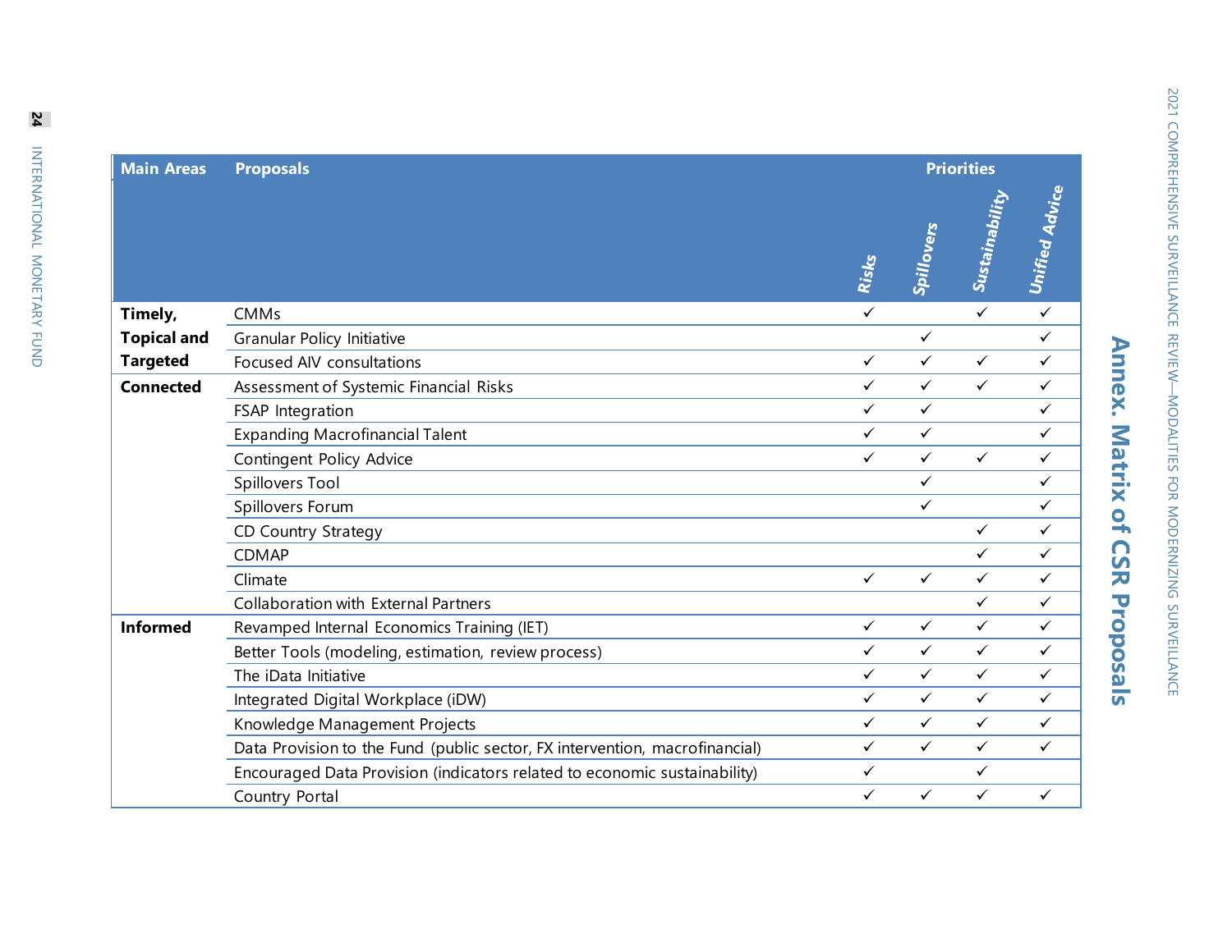# Annex. Matrix of CSR Proposals

| Main Areas | Proposals | Priorities | | | |
|---|---|---|---|---|---|
| | | Risks | Spillovers | Sustainability | Unified Advice |
| Timely, Topical and Targeted | CMMs | ✓ | | ✓ | ✓ |
| | Granular Policy Initiative | | ✓ | | ✓ |
| | Focused AIV consultations | ✓ | ✓ | ✓ | ✓ |
| Connected | Assessment of Systemic Financial Risks | ✓ | ✓ | ✓ | ✓ |
| | FSAP Integration | ✓ | ✓ | | ✓ |
| | Expanding Macrofinancial Talent | ✓ | ✓ | | ✓ |
| | Contingent Policy Advice | ✓ | ✓ | ✓ | ✓ |
| | Spillovers Tool | | ✓ | | ✓ |
| | Spillovers Forum | | ✓ | | ✓ |
| | CD Country Strategy | | | ✓ | ✓ |
| | CDMAP | | | ✓ | ✓ |
| | Climate | ✓ | ✓ | ✓ | ✓ |
| | Collaboration with External Partners | | | ✓ | ✓ |
| Informed | Revamped Internal Economics Training (IET) | ✓ | ✓ | ✓ | ✓ |
| | Better Tools (modeling, estimation, review process) | ✓ | ✓ | ✓ | ✓ |
| | The iData Initiative | ✓ | ✓ | ✓ | ✓ |
| | Integrated Digital Workplace (iDW) | ✓ | ✓ | ✓ | ✓ |
| | Knowledge Management Projects | ✓ | ✓ | ✓ | ✓ |
| | Data Provision to the Fund (public sector, FX intervention, macrofinancial) | ✓ | ✓ | ✓ | ✓ |
| | Encouraged Data Provision (indicators related to economic sustainability) | ✓ | | ✓ | |
| | Country Portal | ✓ | ✓ | ✓ | ✓ |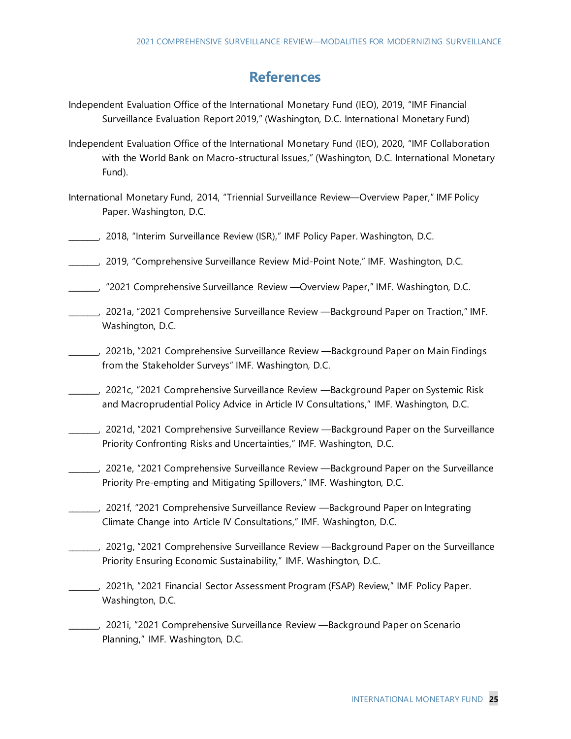# References

Independent Evaluation Office of the International Monetary Fund (IEO), 2019, "IMF Financial Surveillance Evaluation Report 2019," (Washington, D.C. International Monetary Fund)

Independent Evaluation Office of the International Monetary Fund (IEO), 2020, "IMF Collaboration with the World Bank on Macro-structural Issues," (Washington, D.C. International Monetary Fund).

International Monetary Fund, 2014, "Triennial Surveillance Review—Overview Paper," IMF Policy Paper. Washington, D.C.

_______, 2018, "Interim Surveillance Review (ISR)," IMF Policy Paper. Washington, D.C.

_______, 2019, "Comprehensive Surveillance Review Mid-Point Note," IMF. Washington, D.C.

_______, "2021 Comprehensive Surveillance Review —Overview Paper," IMF. Washington, D.C.

_______, 2021a, "2021 Comprehensive Surveillance Review —Background Paper on Traction," IMF. Washington, D.C.

_______, 2021b, "2021 Comprehensive Surveillance Review —Background Paper on Main Findings from the Stakeholder Surveys" IMF. Washington, D.C.

_______, 2021c, "2021 Comprehensive Surveillance Review —Background Paper on Systemic Risk and Macroprudential Policy Advice in Article IV Consultations," IMF. Washington, D.C.

_______, 2021d, "2021 Comprehensive Surveillance Review —Background Paper on the Surveillance Priority Confronting Risks and Uncertainties," IMF. Washington, D.C.

_______, 2021e, "2021 Comprehensive Surveillance Review —Background Paper on the Surveillance Priority Pre-empting and Mitigating Spillovers," IMF. Washington, D.C.

_______, 2021f, "2021 Comprehensive Surveillance Review —Background Paper on Integrating Climate Change into Article IV Consultations," IMF. Washington, D.C.

_______, 2021g, "2021 Comprehensive Surveillance Review —Background Paper on the Surveillance Priority Ensuring Economic Sustainability," IMF. Washington, D.C.

_______, 2021h, "2021 Financial Sector Assessment Program (FSAP) Review," IMF Policy Paper. Washington, D.C.

_______, 2021i, "2021 Comprehensive Surveillance Review —Background Paper on Scenario Planning," IMF. Washington, D.C.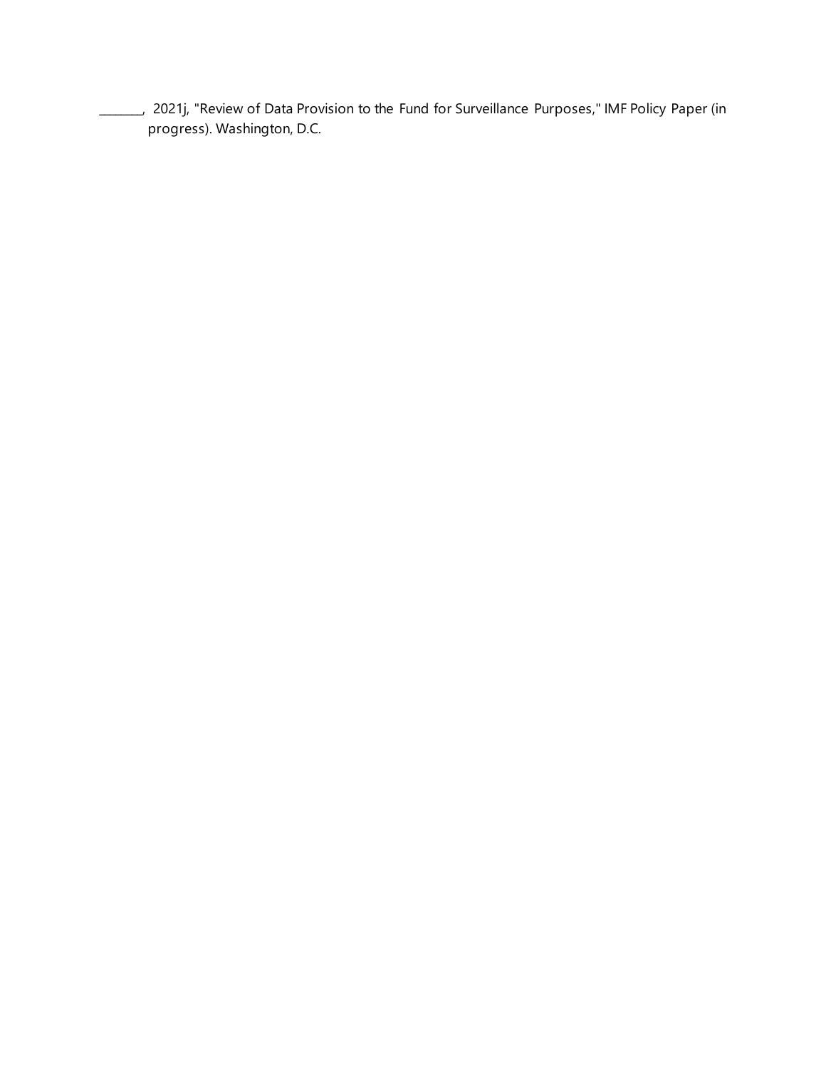_______, 2021j, "Review of Data Provision to the Fund for Surveillance Purposes," IMF Policy Paper (in progress). Washington, D.C.